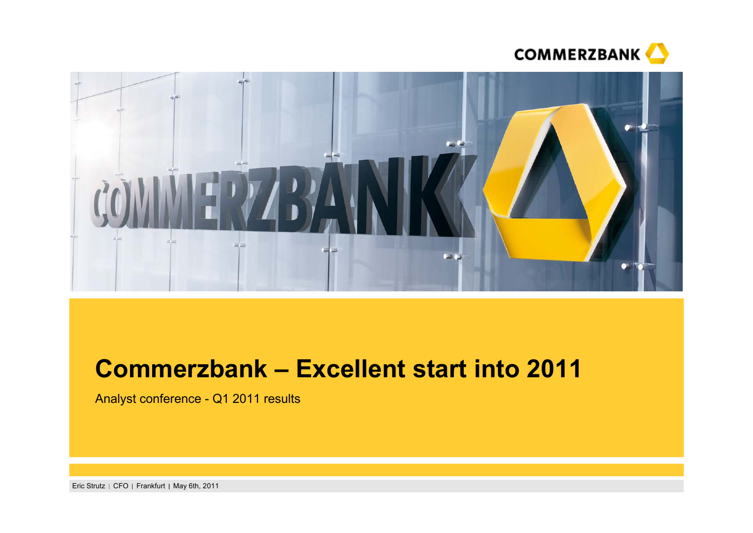COMMERZBANK

# Commerzbank – Excellent start into 2011

Analyst conference - Q1 2011 results

Eric Strutz | CFO | Frankfurt | May 6th, 2011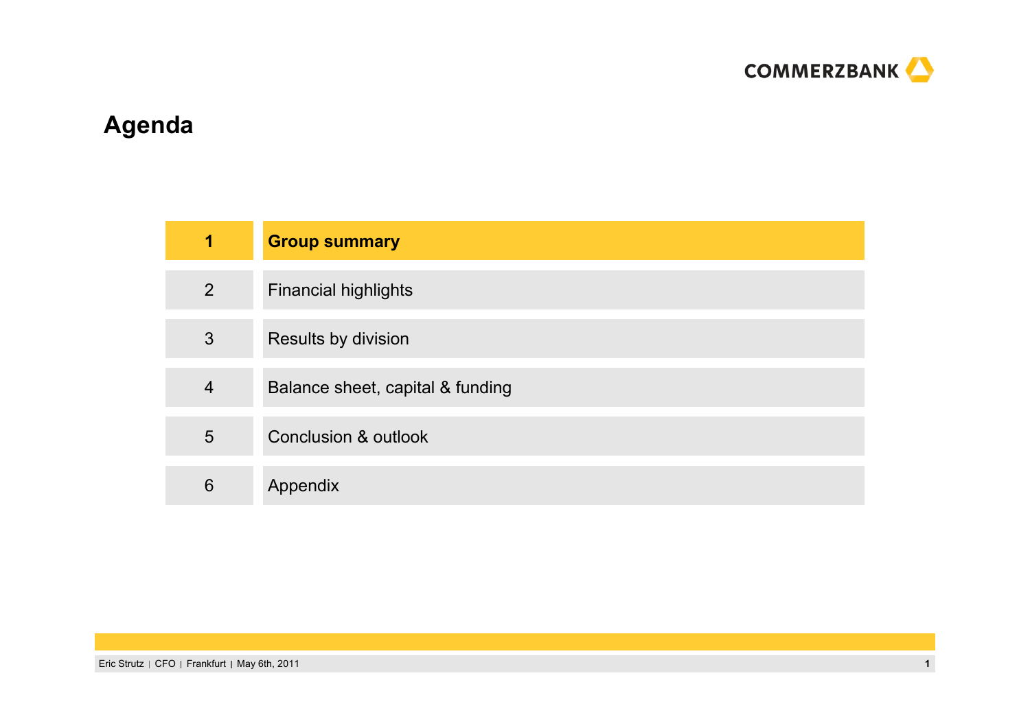# Agenda

| | |
|---|---|
| **1** | **Group summary** |
| 2 | Financial highlights |
| 3 | Results by division |
| 4 | Balance sheet, capital & funding |
| 5 | Conclusion & outlook |
| 6 | Appendix |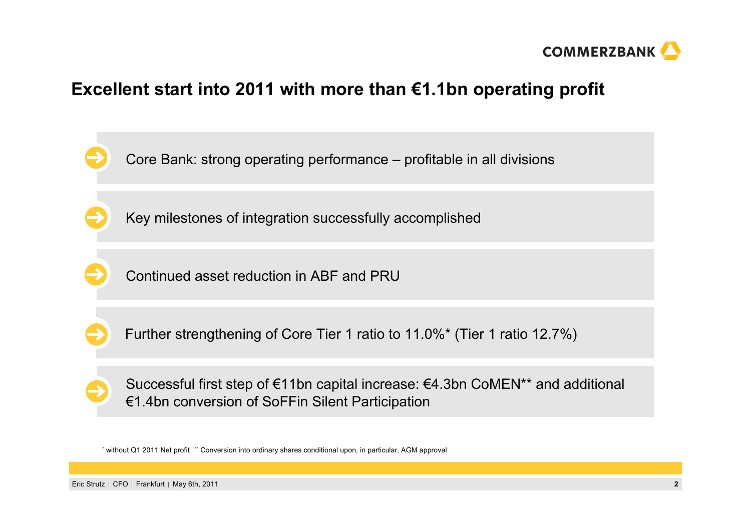# Excellent start into 2011 with more than €1.1bn operating profit

- Core Bank: strong operating performance – profitable in all divisions
- Key milestones of integration successfully accomplished
- Continued asset reduction in ABF and PRU
- Further strengthening of Core Tier 1 ratio to 11.0%* (Tier 1 ratio 12.7%)
- Successful first step of €11bn capital increase: €4.3bn CoMEN** and additional €1.4bn conversion of SoFFin Silent Participation

* without Q1 2011 Net profit ** Conversion into ordinary shares conditional upon, in particular, AGM approval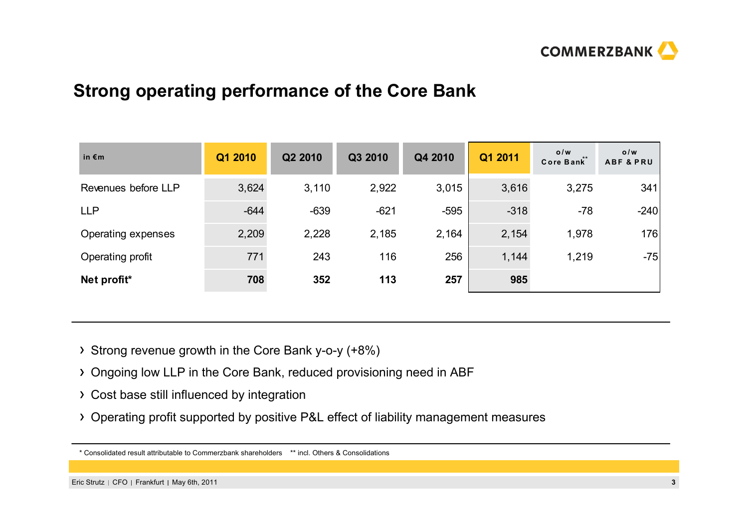## Strong operating performance of the Core Bank

| in €m | Q1 2010 | Q2 2010 | Q3 2010 | Q4 2010 | Q1 2011 | o/w Core Bank** | o/w ABF & PRU |
|---|---|---|---|---|---|---|---|
| Revenues before LLP | 3,624 | 3,110 | 2,922 | 3,015 | 3,616 | 3,275 | 341 |
| LLP | -644 | -639 | -621 | -595 | -318 | -78 | -240 |
| Operating expenses | 2,209 | 2,228 | 2,185 | 2,164 | 2,154 | 1,978 | 176 |
| Operating profit | 771 | 243 | 116 | 256 | 1,144 | 1,219 | -75 |
| **Net profit*** | **708** | **352** | **113** | **257** | **985** | | |

- Strong revenue growth in the Core Bank y-o-y (+8%)
- Ongoing low LLP in the Core Bank, reduced provisioning need in ABF
- Cost base still influenced by integration
- Operating profit supported by positive P&L effect of liability management measures

\* Consolidated result attributable to Commerzbank shareholders ** incl. Others & Consolidations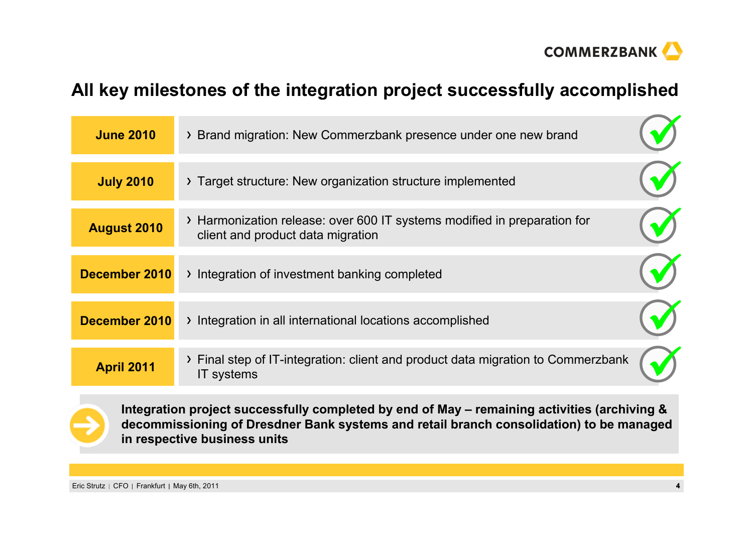# All key milestones of the integration project successfully accomplished

| Date | Milestone | Status |
|---|---|---|
| **June 2010** | › Brand migration: New Commerzbank presence under one new brand | ✓ |
| **July 2010** | › Target structure: New organization structure implemented | ✓ |
| **August 2010** | › Harmonization release: over 600 IT systems modified in preparation for client and product data migration | ✓ |
| **December 2010** | › Integration of investment banking completed | ✓ |
| **December 2010** | › Integration in all international locations accomplished | ✓ |
| **April 2011** | › Final step of IT-integration: client and product data migration to Commerzbank IT systems | ✓ |

**Integration project successfully completed by end of May – remaining activities (archiving & decommissioning of Dresdner Bank systems and retail branch consolidation) to be managed in respective business units**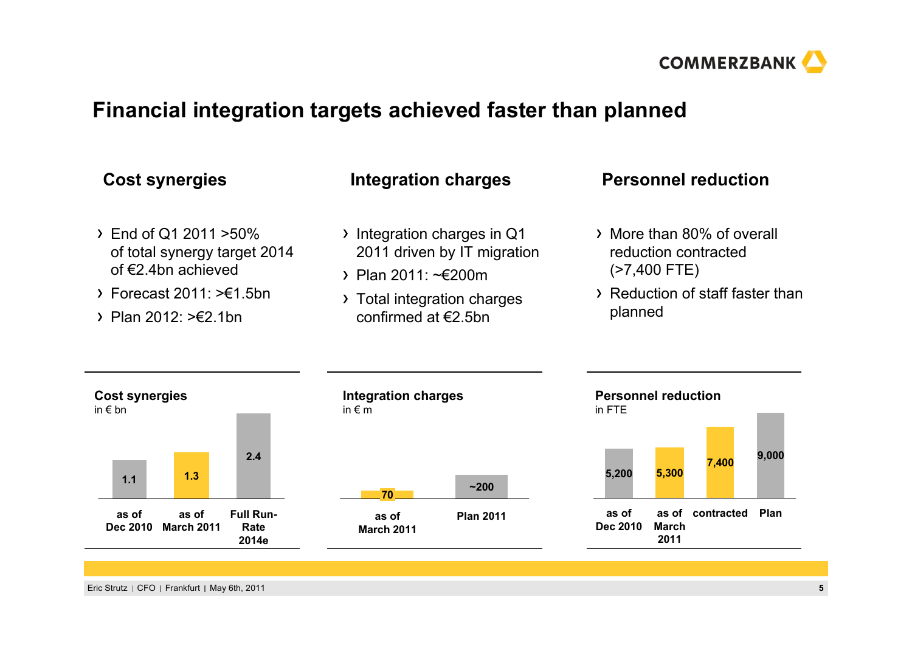# Financial integration targets achieved faster than planned

## Cost synergies

- End of Q1 2011 >50% of total synergy target 2014 of €2.4bn achieved
- Forecast 2011: >€1.5bn
- Plan 2012: >€2.1bn

**Cost synergies**
in € bn

| as of Dec 2010 | as of March 2011 | Full Run-Rate 2014e |
|---|---|---|
| 1.1 | 1.3 | 2.4 |

## Integration charges

- Integration charges in Q1 2011 driven by IT migration
- Plan 2011: ~€200m
- Total integration charges confirmed at €2.5bn

**Integration charges**
in € m

| as of March 2011 | Plan 2011 |
|---|---|
| 70 | ~200 |

## Personnel reduction

- More than 80% of overall reduction contracted (>7,400 FTE)
- Reduction of staff faster than planned

**Personnel reduction**
in FTE

| as of Dec 2010 | as of March 2011 | contracted | Plan |
|---|---|---|---|
| 5,200 | 5,300 | 7,400 | 9,000 |

Eric Strutz | CFO | Frankfurt | May 6th, 2011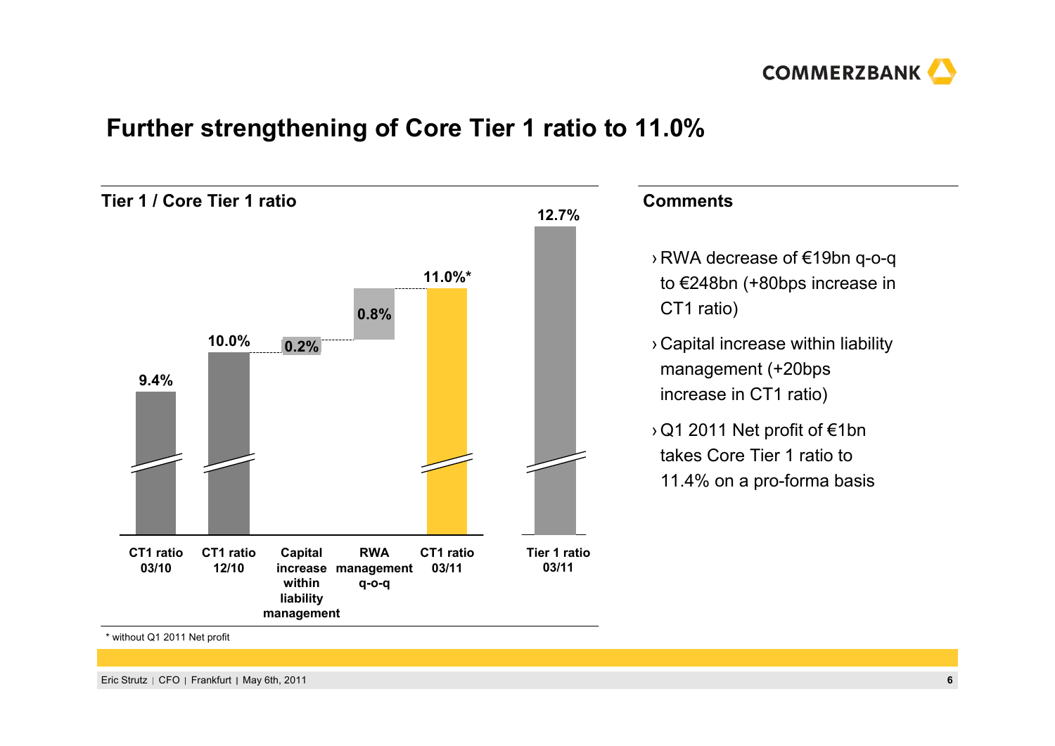# Further strengthening of Core Tier 1 ratio to 11.0%

## Tier 1 / Core Tier 1 ratio

| CT1 ratio 03/10 | CT1 ratio 12/10 | Capital increase within liability management | RWA management q-o-q | CT1 ratio 03/11 | Tier 1 ratio 03/11 |
|---|---|---|---|---|---|
| 9.4% | 10.0% | 0.2% | 0.8% | 11.0%* | 12.7% |

\* without Q1 2011 Net profit

## Comments

- RWA decrease of €19bn q-o-q to €248bn (+80bps increase in CT1 ratio)
- Capital increase within liability management (+20bps increase in CT1 ratio)
- Q1 2011 Net profit of €1bn takes Core Tier 1 ratio to 11.4% on a pro-forma basis

Eric Strutz | CFO | Frankfurt | May 6th, 2011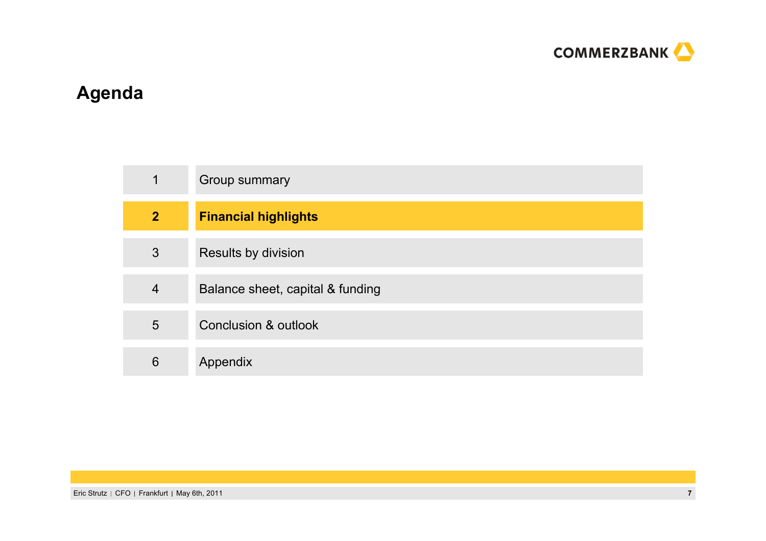## Agenda

| | |
|---|---|
| 1 | Group summary |
| **2** | **Financial highlights** |
| 3 | Results by division |
| 4 | Balance sheet, capital & funding |
| 5 | Conclusion & outlook |
| 6 | Appendix |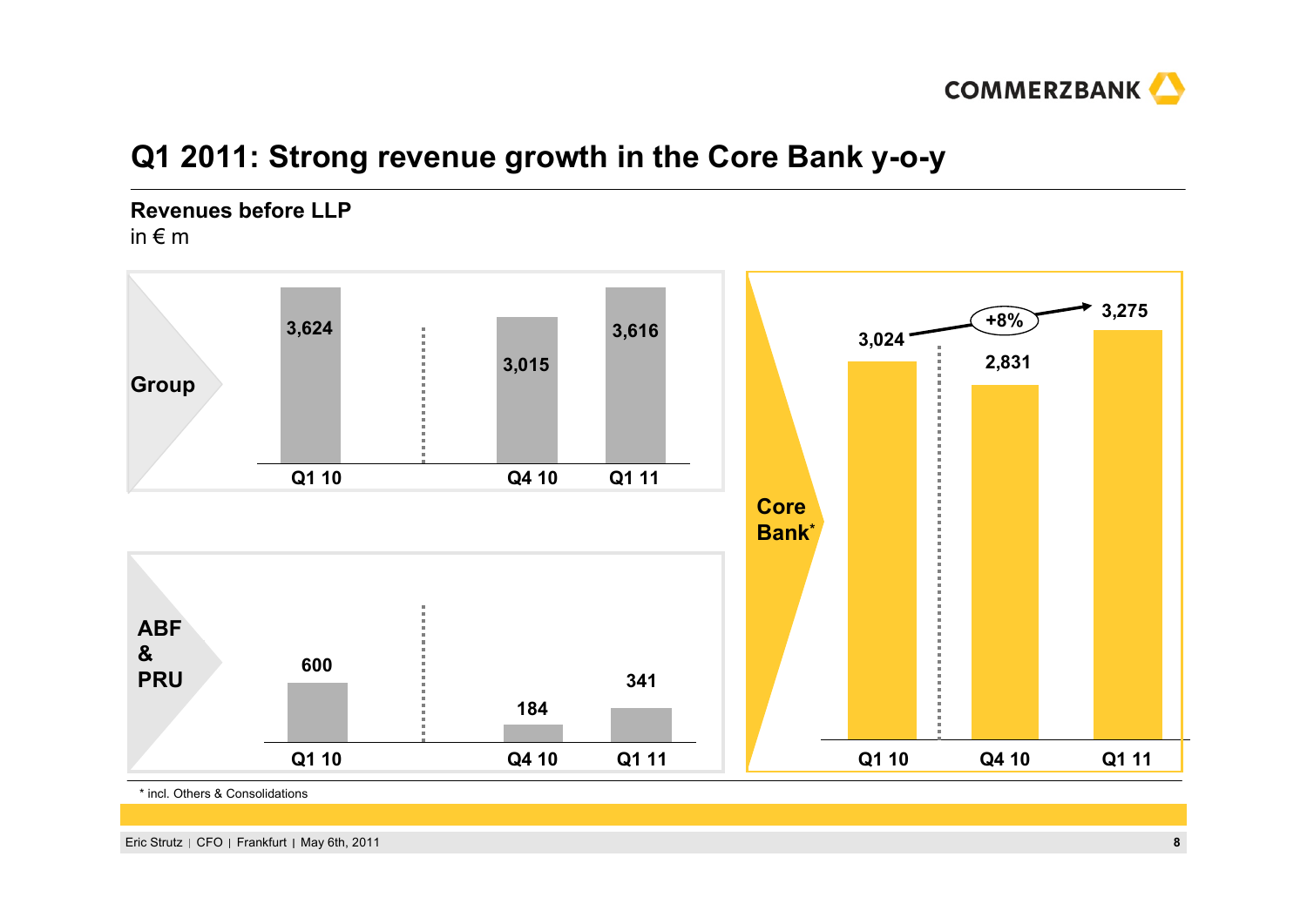# Q1 2011: Strong revenue growth in the Core Bank y-o-y

**Revenues before LLP**
in € m

**Group**

| | Q1 10 | Q4 10 | Q1 11 |
|---|---|---|---|
| Group | 3,624 | 3,015 | 3,616 |

**ABF & PRU**

| | Q1 10 | Q4 10 | Q1 11 |
|---|---|---|---|
| ABF & PRU | 600 | 184 | 341 |

**Core Bank***

| | Q1 10 | Q4 10 | Q1 11 |
|---|---|---|---|
| Core Bank* | 3,024 | 2,831 | 3,275 |

+8% (Q1 10 to Q1 11)

\* incl. Others & Consolidations

Eric Strutz | CFO | Frankfurt | May 6th, 2011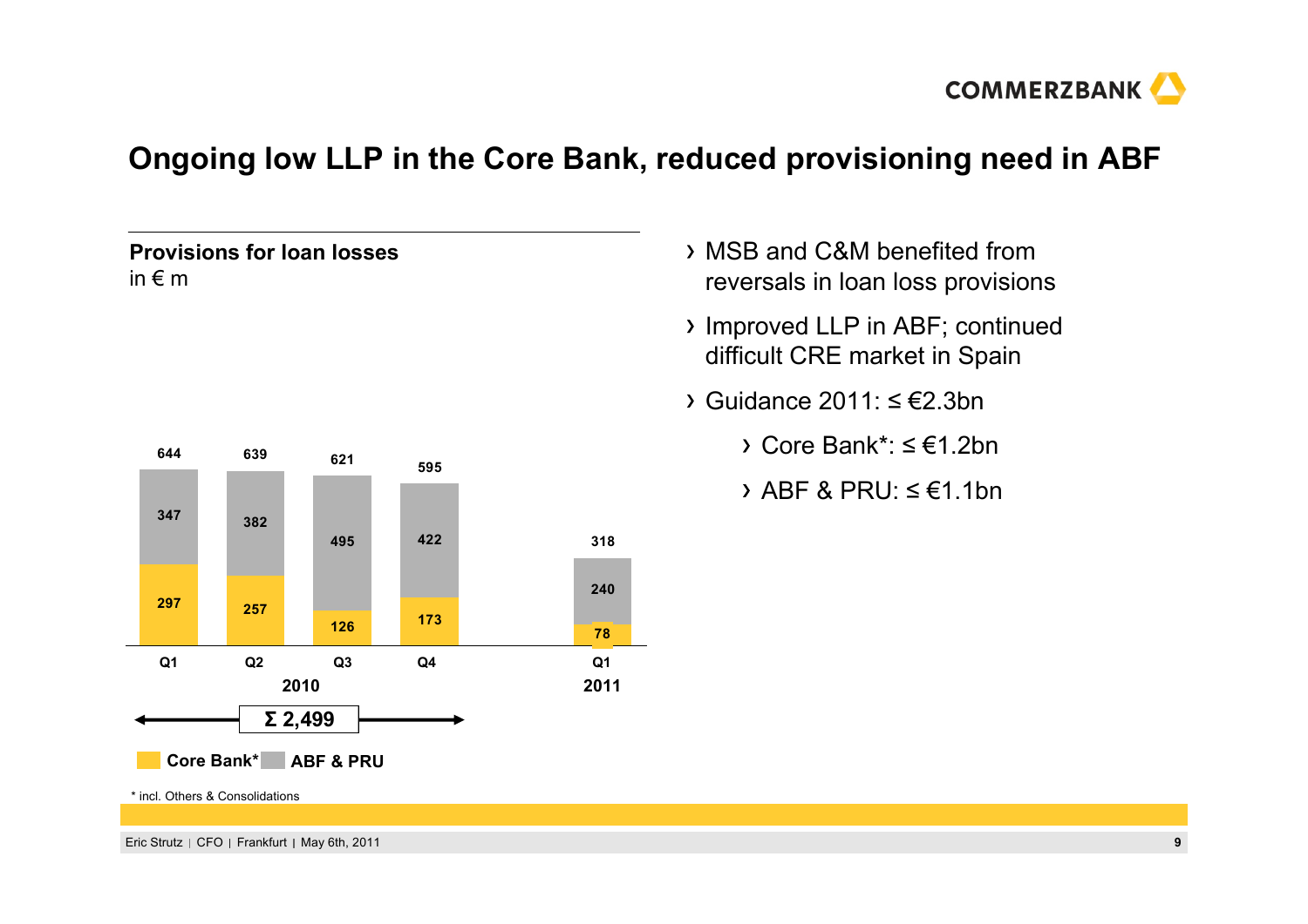# Ongoing low LLP in the Core Bank, reduced provisioning need in ABF

**Provisions for loan losses**
in € m

| | Q1 2010 | Q2 2010 | Q3 2010 | Q4 2010 | Q1 2011 |
|---|---|---|---|---|---|
| ABF & PRU | 347 | 382 | 495 | 422 | 240 |
| Core Bank* | 297 | 257 | 126 | 173 | 78 |
| Total | 644 | 639 | 621 | 595 | 318 |

2010: Σ 2,499

* incl. Others & Consolidations

- MSB and C&M benefited from reversals in loan loss provisions
- Improved LLP in ABF; continued difficult CRE market in Spain
- Guidance 2011: ≤ €2.3bn
  - Core Bank*: ≤ €1.2bn
  - ABF & PRU: ≤ €1.1bn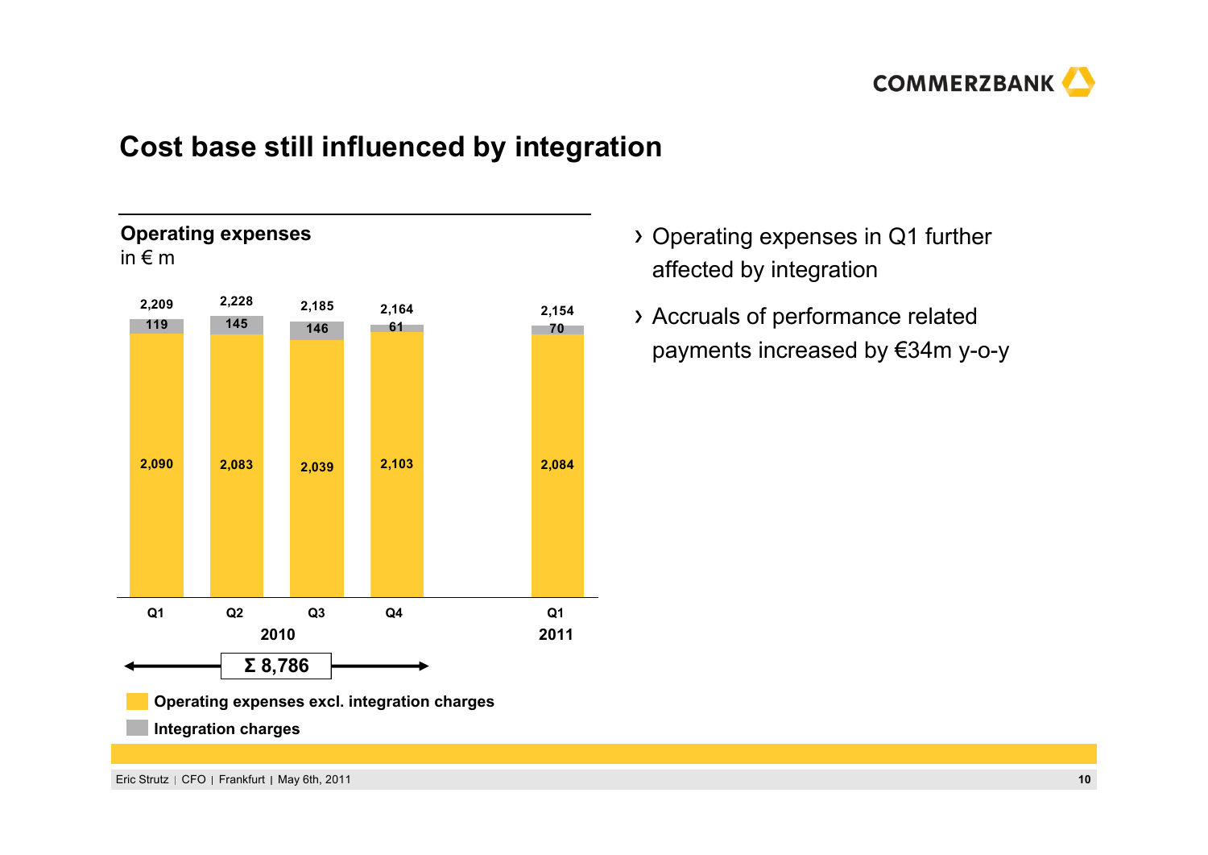# Cost base still influenced by integration

## Operating expenses

in € m

| | Q1 2010 | Q2 2010 | Q3 2010 | Q4 2010 | Q1 2011 |
|---|---|---|---|---|---|
| Operating expenses excl. integration charges | 2,090 | 2,083 | 2,039 | 2,103 | 2,084 |
| Integration charges | 119 | 145 | 146 | 61 | 70 |
| Total | 2,209 | 2,228 | 2,185 | 2,164 | 2,154 |

Σ 8,786 (2010)

- Operating expenses in Q1 further affected by integration
- Accruals of performance related payments increased by €34m y-o-y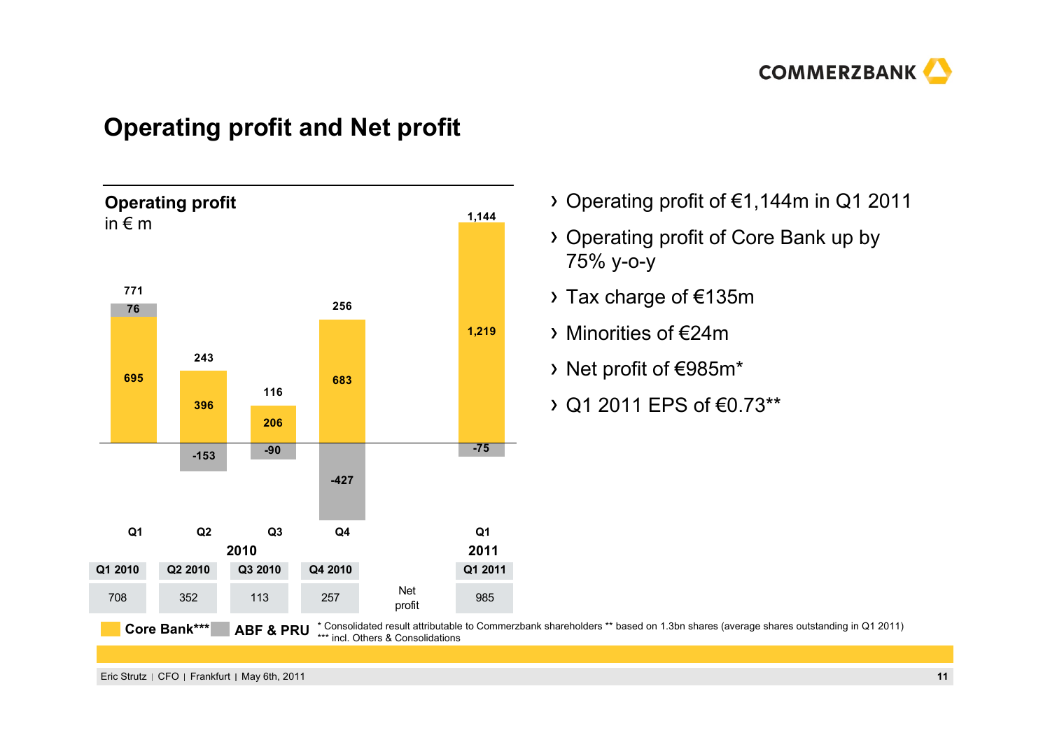# Operating profit and Net profit

**Operating profit**
in € m

| | Q1 2010 | Q2 2010 | Q3 2010 | Q4 2010 | Q1 2011 |
|---|---|---|---|---|---|
| Core Bank*** | 695 | 396 | 206 | 683 | 1,219 |
| ABF & PRU | 76 | -153 | -90 | -427 | -75 |
| Operating profit | 771 | 243 | 116 | 256 | 1,144 |

| | Q1 2010 | Q2 2010 | Q3 2010 | Q4 2010 | Q1 2011 |
|---|---|---|---|---|---|
| Net profit | 708 | 352 | 113 | 257 | 985 |

- Operating profit of €1,144m in Q1 2011
- Operating profit of Core Bank up by 75% y-o-y
- Tax charge of €135m
- Minorities of €24m
- Net profit of €985m*
- Q1 2011 EPS of €0.73**

\* Consolidated result attributable to Commerzbank shareholders ** based on 1.3bn shares (average shares outstanding in Q1 2011) *** incl. Others & Consolidations

Eric Strutz | CFO | Frankfurt | May 6th, 2011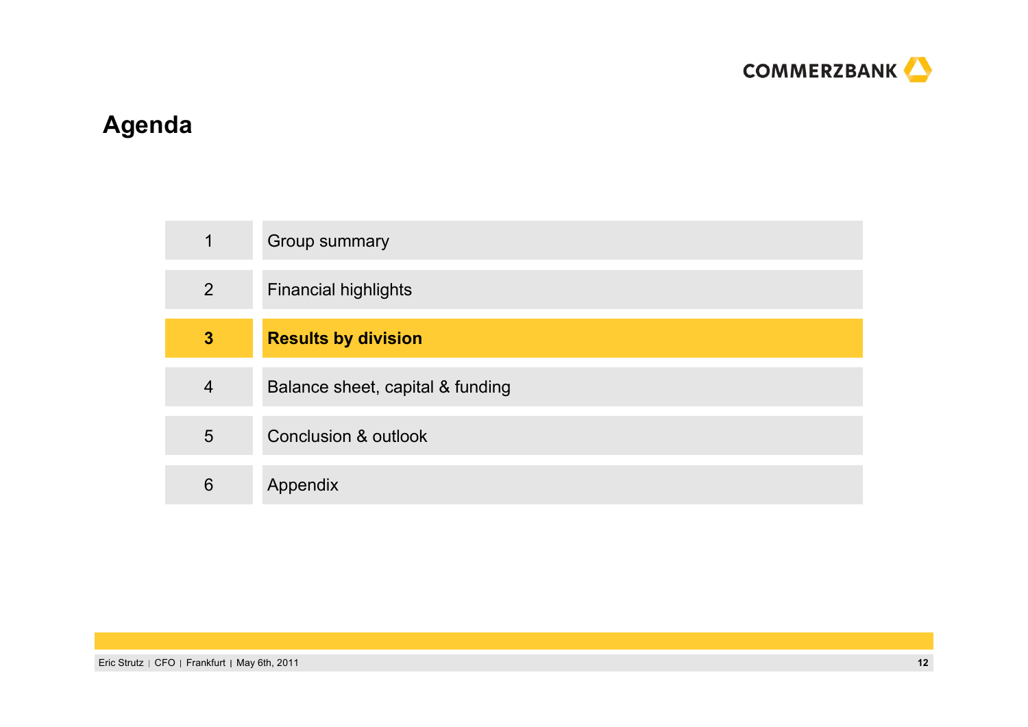## Agenda

| | |
|---|---|
| 1 | Group summary |
| 2 | Financial highlights |
| **3** | **Results by division** |
| 4 | Balance sheet, capital & funding |
| 5 | Conclusion & outlook |
| 6 | Appendix |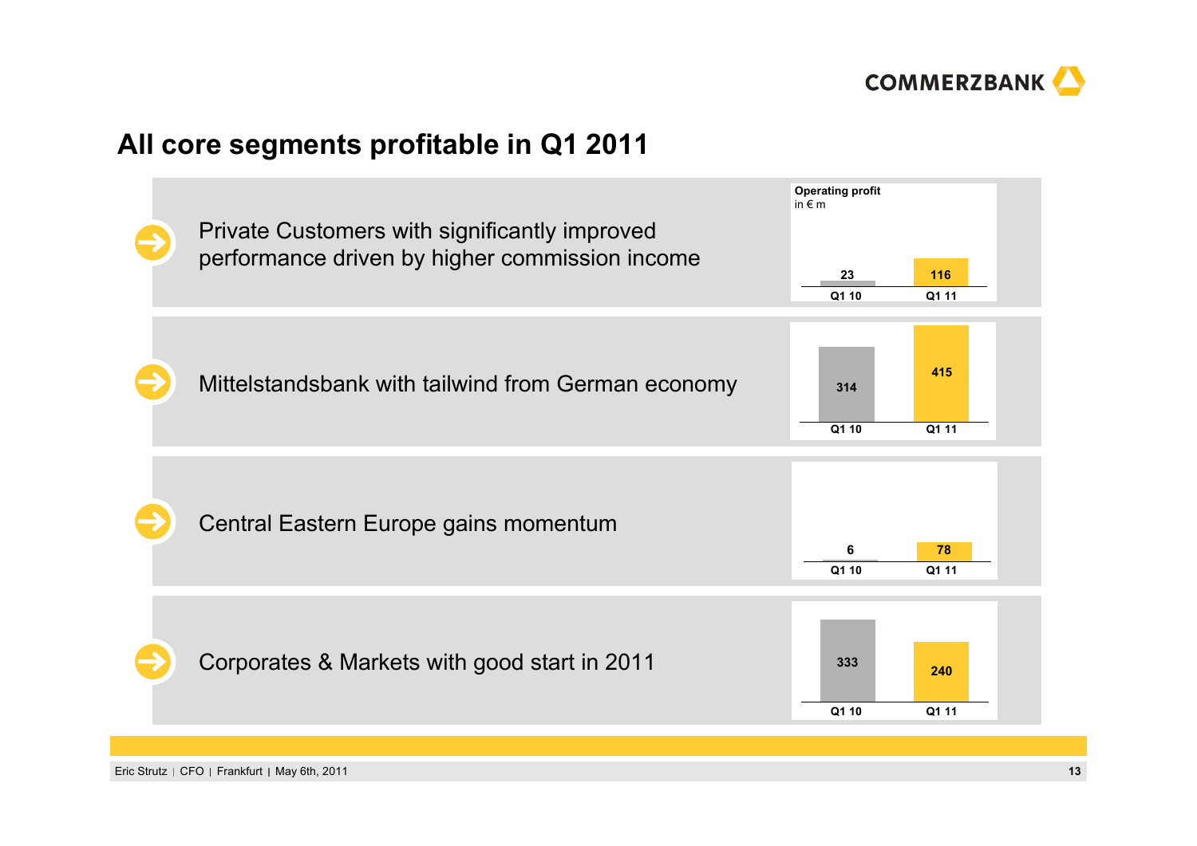# All core segments profitable in Q1 2011

Operating profit
in € m

- Private Customers with significantly improved performance driven by higher commission income

| Q1 10 | Q1 11 |
|---|---|
| 23 | 116 |

- Mittelstandsbank with tailwind from German economy

| Q1 10 | Q1 11 |
|---|---|
| 314 | 415 |

- Central Eastern Europe gains momentum

| Q1 10 | Q1 11 |
|---|---|
| 6 | 78 |

- Corporates & Markets with good start in 2011

| Q1 10 | Q1 11 |
|---|---|
| 333 | 240 |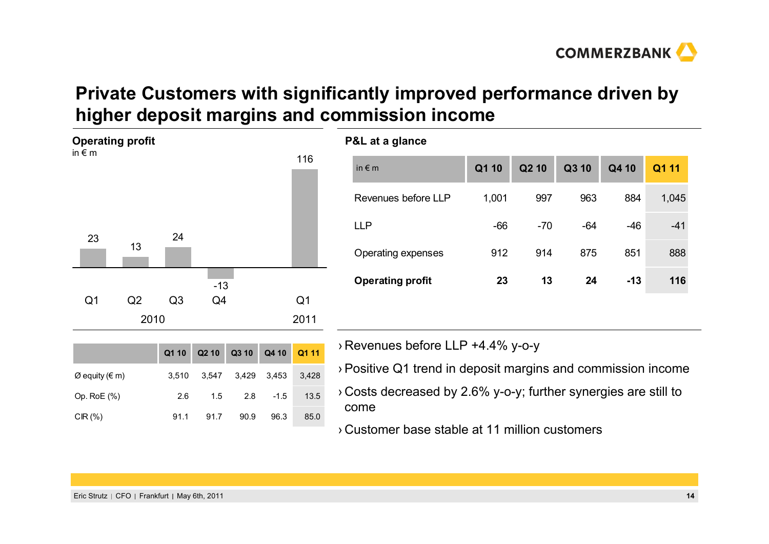# Private Customers with significantly improved performance driven by higher deposit margins and commission income

## Operating profit

in € m

| | Q1 2010 | Q2 2010 | Q3 2010 | Q4 2010 | Q1 2011 |
|---|---|---|---|---|---|
| Operating profit | 23 | 13 | 24 | -13 | 116 |

| | Q1 10 | Q2 10 | Q3 10 | Q4 10 | Q1 11 |
|---|---|---|---|---|---|
| Ø equity (€ m) | 3,510 | 3,547 | 3,429 | 3,453 | 3,428 |
| Op. RoE (%) | 2.6 | 1.5 | 2.8 | -1.5 | 13.5 |
| CIR (%) | 91.1 | 91.7 | 90.9 | 96.3 | 85.0 |

## P&L at a glance

| in € m | Q1 10 | Q2 10 | Q3 10 | Q4 10 | Q1 11 |
|---|---|---|---|---|---|
| Revenues before LLP | 1,001 | 997 | 963 | 884 | 1,045 |
| LLP | -66 | -70 | -64 | -46 | -41 |
| Operating expenses | 912 | 914 | 875 | 851 | 888 |
| **Operating profit** | **23** | **13** | **24** | **-13** | **116** |

- Revenues before LLP +4.4% y-o-y
- Positive Q1 trend in deposit margins and commission income
- Costs decreased by 2.6% y-o-y; further synergies are still to come
- Customer base stable at 11 million customers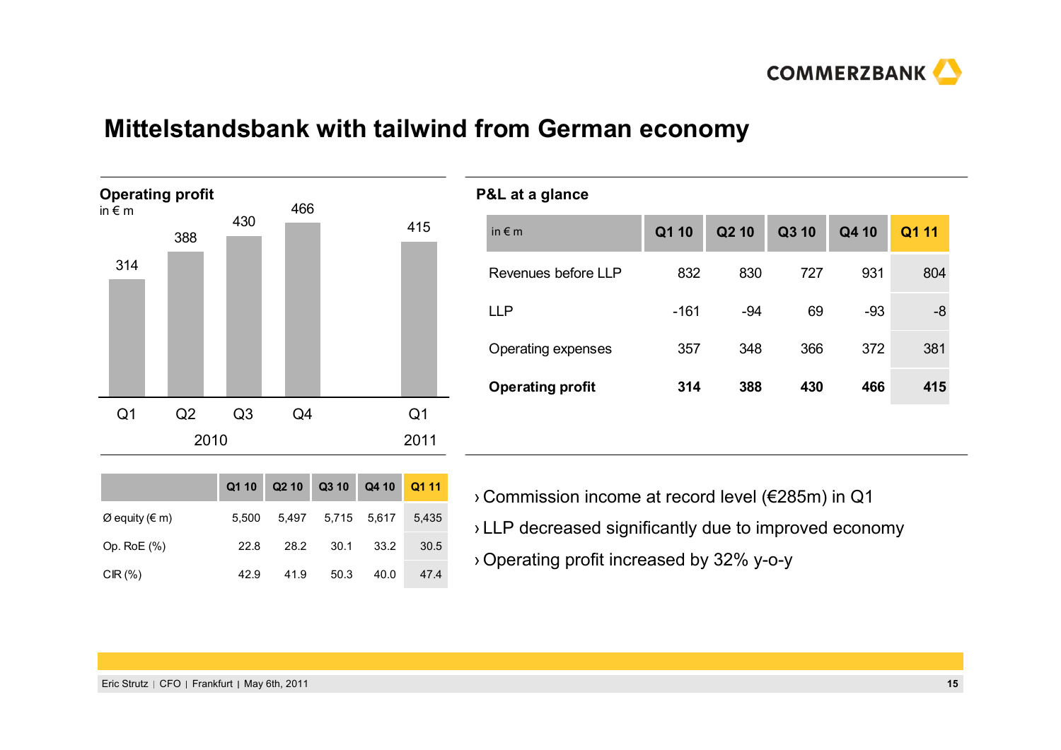# Mittelstandsbank with tailwind from German economy

**Operating profit**
in € m

| | Q1 2010 | Q2 2010 | Q3 2010 | Q4 2010 | Q1 2011 |
|---|---|---|---|---|---|
| Operating profit | 314 | 388 | 430 | 466 | 415 |

**P&L at a glance**

| in € m | Q1 10 | Q2 10 | Q3 10 | Q4 10 | Q1 11 |
|---|---|---|---|---|---|
| Revenues before LLP | 832 | 830 | 727 | 931 | 804 |
| LLP | -161 | -94 | 69 | -93 | -8 |
| Operating expenses | 357 | 348 | 366 | 372 | 381 |
| **Operating profit** | **314** | **388** | **430** | **466** | **415** |

| | Q1 10 | Q2 10 | Q3 10 | Q4 10 | Q1 11 |
|---|---|---|---|---|---|
| Ø equity (€ m) | 5,500 | 5,497 | 5,715 | 5,617 | 5,435 |
| Op. RoE (%) | 22.8 | 28.2 | 30.1 | 33.2 | 30.5 |
| CIR (%) | 42.9 | 41.9 | 50.3 | 40.0 | 47.4 |

- Commission income at record level (€285m) in Q1
- LLP decreased significantly due to improved economy
- Operating profit increased by 32% y-o-y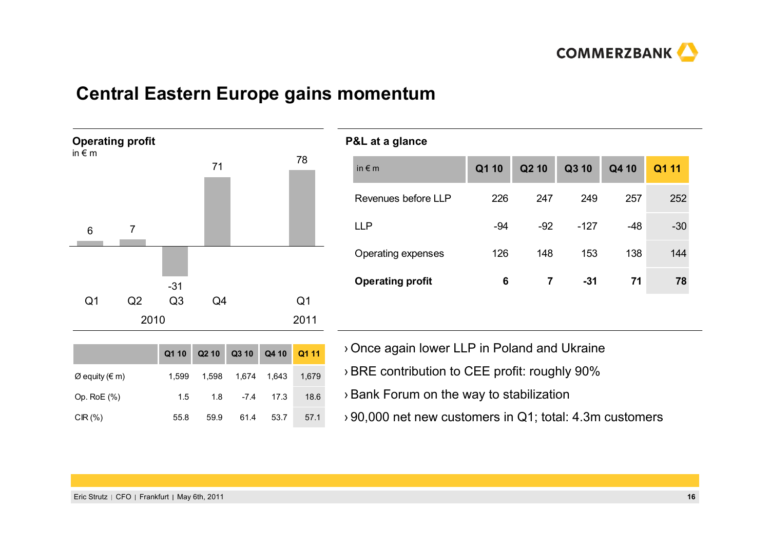# Central Eastern Europe gains momentum

**Operating profit**
in € m

| | Q1 2010 | Q2 2010 | Q3 2010 | Q4 2010 | Q1 2011 |
|---|---|---|---|---|---|
| Operating profit | 6 | 7 | -31 | 71 | 78 |

**P&L at a glance**

| in € m | Q1 10 | Q2 10 | Q3 10 | Q4 10 | Q1 11 |
|---|---|---|---|---|---|
| Revenues before LLP | 226 | 247 | 249 | 257 | 252 |
| LLP | -94 | -92 | -127 | -48 | -30 |
| Operating expenses | 126 | 148 | 153 | 138 | 144 |
| **Operating profit** | **6** | **7** | **-31** | **71** | **78** |

| | Q1 10 | Q2 10 | Q3 10 | Q4 10 | Q1 11 |
|---|---|---|---|---|---|
| Ø equity (€ m) | 1,599 | 1,598 | 1,674 | 1,643 | 1,679 |
| Op. RoE (%) | 1.5 | 1.8 | -7.4 | 17.3 | 18.6 |
| CIR (%) | 55.8 | 59.9 | 61.4 | 53.7 | 57.1 |

- Once again lower LLP in Poland and Ukraine
- BRE contribution to CEE profit: roughly 90%
- Bank Forum on the way to stabilization
- 90,000 net new customers in Q1; total: 4.3m customers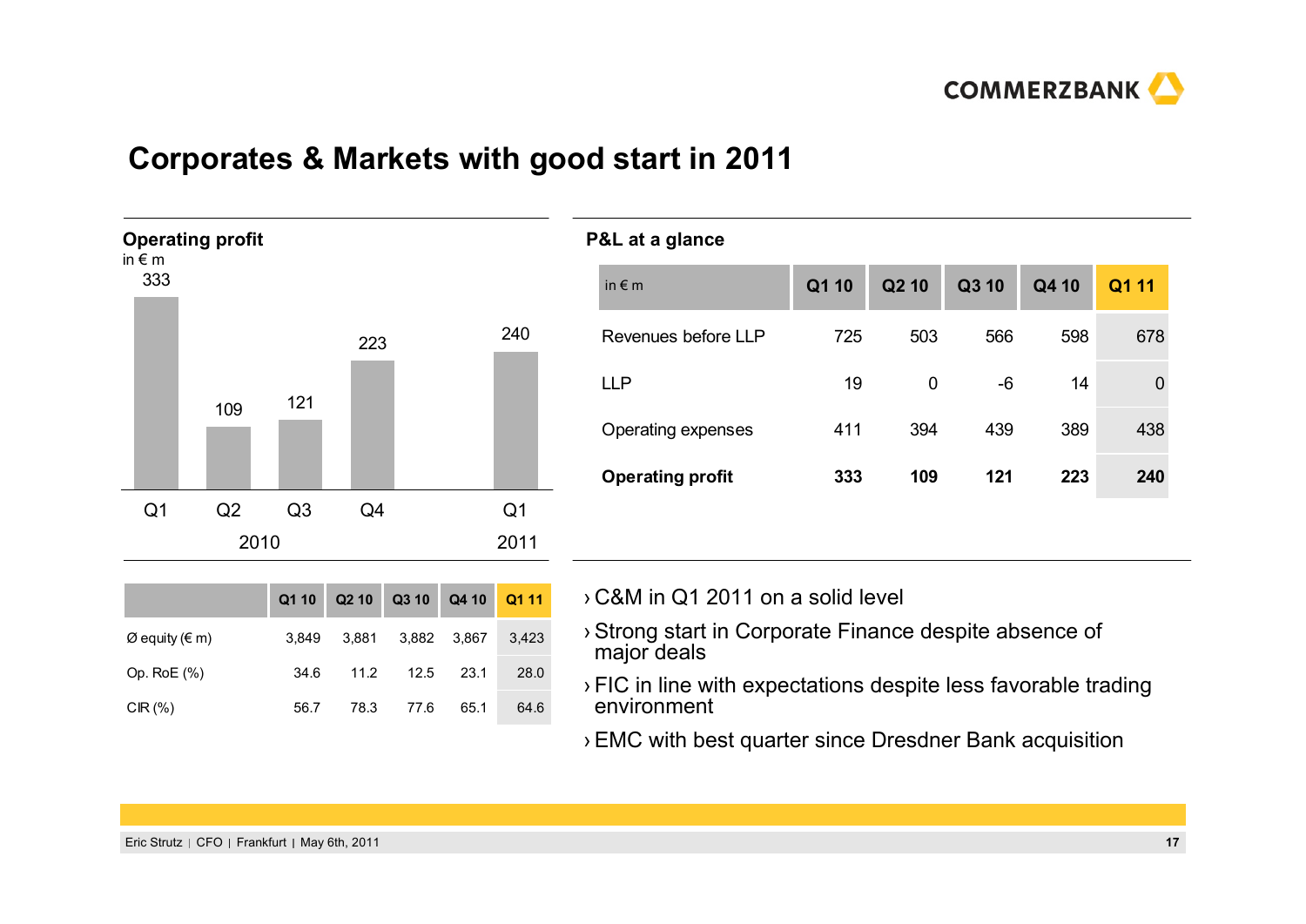# Corporates & Markets with good start in 2011

## Operating profit

in € m

| | Q1 2010 | Q2 2010 | Q3 2010 | Q4 2010 | Q1 2011 |
|---|---|---|---|---|---|
| Operating profit | 333 | 109 | 121 | 223 | 240 |

| | Q1 10 | Q2 10 | Q3 10 | Q4 10 | Q1 11 |
|---|---|---|---|---|---|
| Ø equity (€ m) | 3,849 | 3,881 | 3,882 | 3,867 | 3,423 |
| Op. RoE (%) | 34.6 | 11.2 | 12.5 | 23.1 | 28.0 |
| CIR (%) | 56.7 | 78.3 | 77.6 | 65.1 | 64.6 |

## P&L at a glance

| in € m | Q1 10 | Q2 10 | Q3 10 | Q4 10 | Q1 11 |
|---|---|---|---|---|---|
| Revenues before LLP | 725 | 503 | 566 | 598 | 678 |
| LLP | 19 | 0 | -6 | 14 | 0 |
| Operating expenses | 411 | 394 | 439 | 389 | 438 |
| **Operating profit** | **333** | **109** | **121** | **223** | **240** |

- C&M in Q1 2011 on a solid level
- Strong start in Corporate Finance despite absence of major deals
- FIC in line with expectations despite less favorable trading environment
- EMC with best quarter since Dresdner Bank acquisition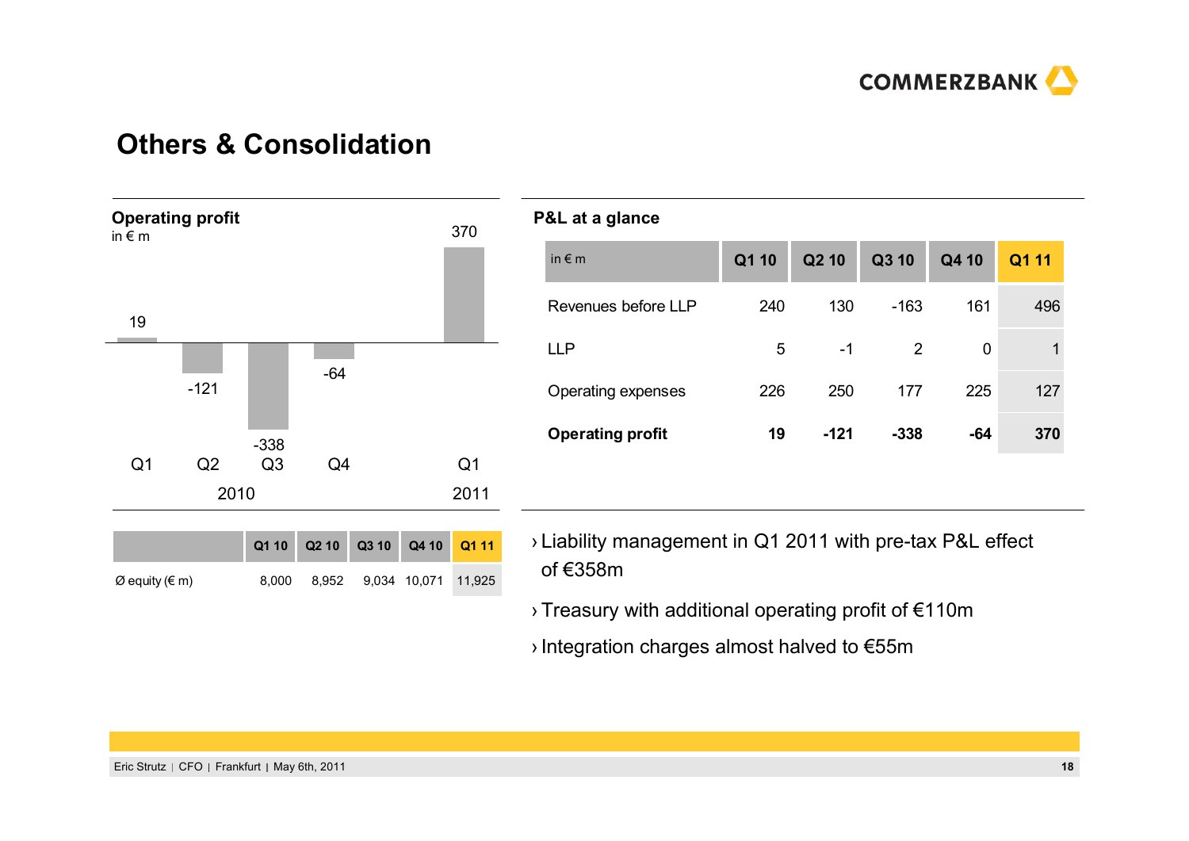# Others & Consolidation

**Operating profit**
in € m

| | Q1 2010 | Q2 2010 | Q3 2010 | Q4 2010 | Q1 2011 |
|---|---|---|---|---|---|
| Operating profit | 19 | -121 | -338 | -64 | 370 |

| | Q1 10 | Q2 10 | Q3 10 | Q4 10 | Q1 11 |
|---|---|---|---|---|---|
| Ø equity (€ m) | 8,000 | 8,952 | 9,034 | 10,071 | 11,925 |

**P&L at a glance**

| in € m | Q1 10 | Q2 10 | Q3 10 | Q4 10 | Q1 11 |
|---|---|---|---|---|---|
| Revenues before LLP | 240 | 130 | -163 | 161 | 496 |
| LLP | 5 | -1 | 2 | 0 | 1 |
| Operating expenses | 226 | 250 | 177 | 225 | 127 |
| **Operating profit** | **19** | **-121** | **-338** | **-64** | **370** |

- Liability management in Q1 2011 with pre-tax P&L effect of €358m
- Treasury with additional operating profit of €110m
- Integration charges almost halved to €55m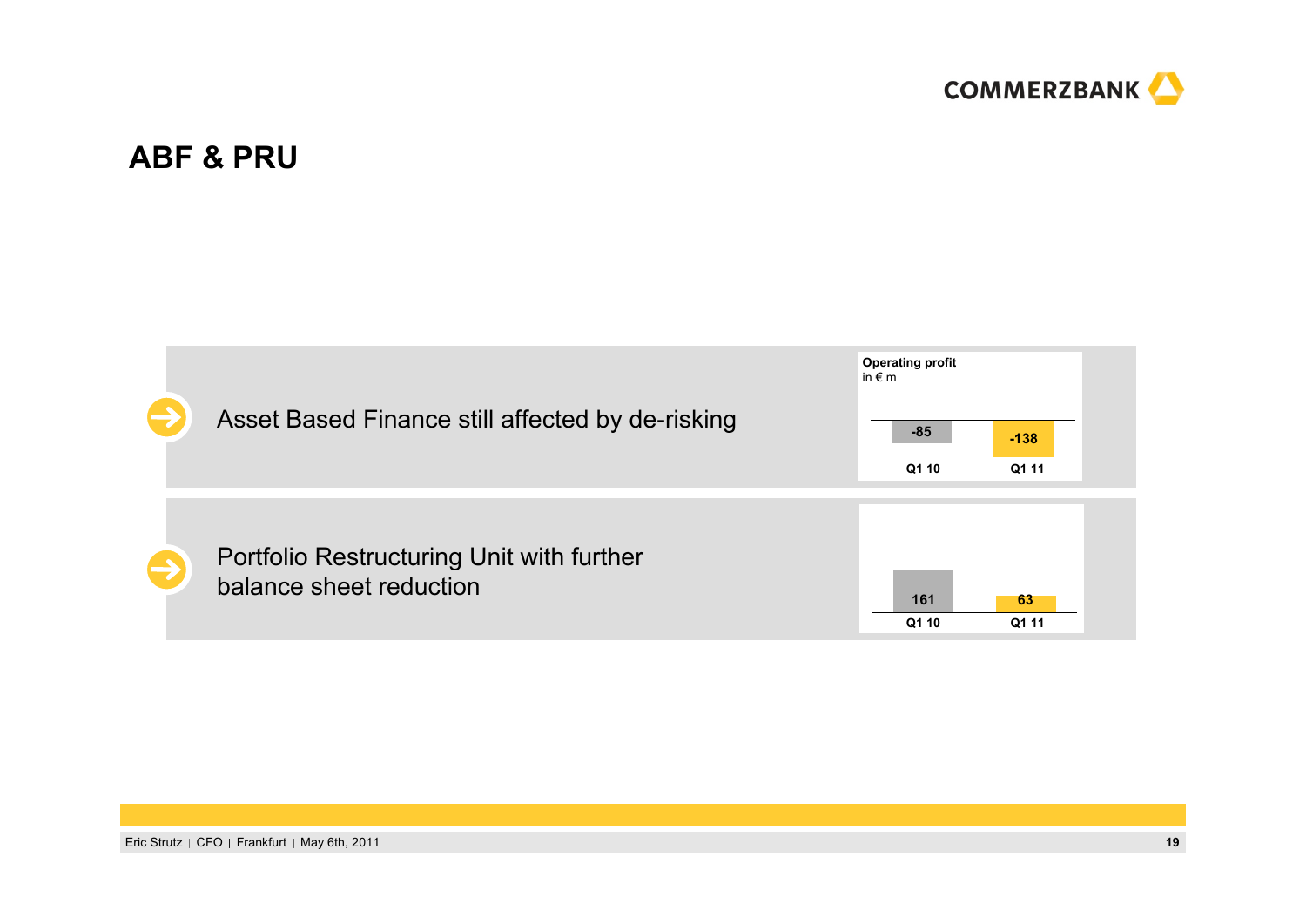# ABF & PRU

- Asset Based Finance still affected by de-risking

**Operating profit**
in € m

| | Q1 10 | Q1 11 |
|---|---|---|
| Asset Based Finance | -85 | -138 |

- Portfolio Restructuring Unit with further balance sheet reduction

| | Q1 10 | Q1 11 |
|---|---|---|
| Portfolio Restructuring Unit | 161 | 63 |

Eric Strutz | CFO | Frankfurt | May 6th, 2011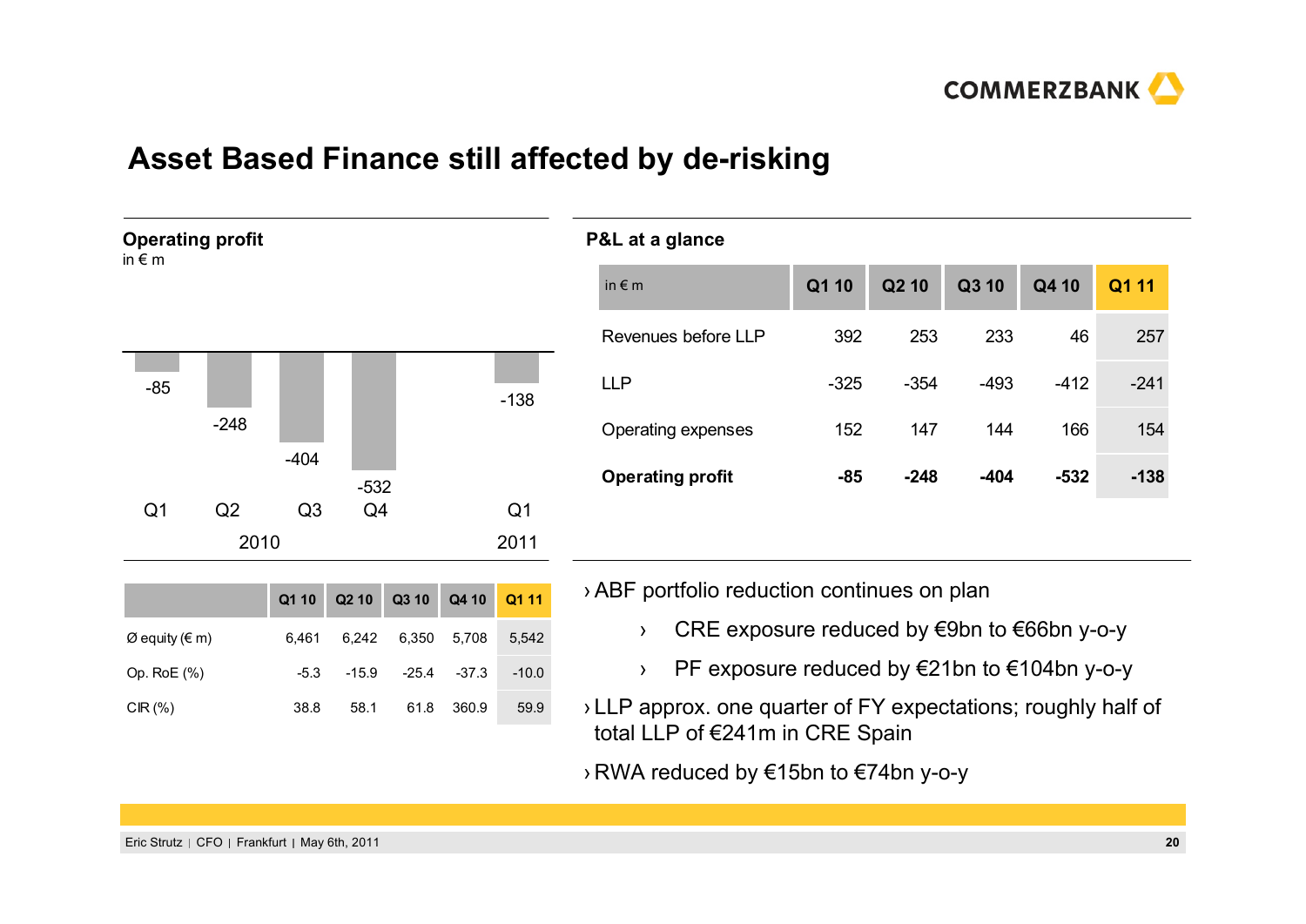# Asset Based Finance still affected by de-risking

## Operating profit

in € m

| | Q1 2010 | Q2 2010 | Q3 2010 | Q4 2010 | Q1 2011 |
|---|---|---|---|---|---|
| Operating profit | -85 | -248 | -404 | -532 | -138 |

| | Q1 10 | Q2 10 | Q3 10 | Q4 10 | Q1 11 |
|---|---|---|---|---|---|
| Ø equity (€ m) | 6,461 | 6,242 | 6,350 | 5,708 | 5,542 |
| Op. RoE (%) | -5.3 | -15.9 | -25.4 | -37.3 | -10.0 |
| CIR (%) | 38.8 | 58.1 | 61.8 | 360.9 | 59.9 |

## P&L at a glance

| in € m | Q1 10 | Q2 10 | Q3 10 | Q4 10 | Q1 11 |
|---|---|---|---|---|---|
| Revenues before LLP | 392 | 253 | 233 | 46 | 257 |
| LLP | -325 | -354 | -493 | -412 | -241 |
| Operating expenses | 152 | 147 | 144 | 166 | 154 |
| **Operating profit** | **-85** | **-248** | **-404** | **-532** | **-138** |

- ABF portfolio reduction continues on plan
  - CRE exposure reduced by €9bn to €66bn y-o-y
  - PF exposure reduced by €21bn to €104bn y-o-y
- LLP approx. one quarter of FY expectations; roughly half of total LLP of €241m in CRE Spain
- RWA reduced by €15bn to €74bn y-o-y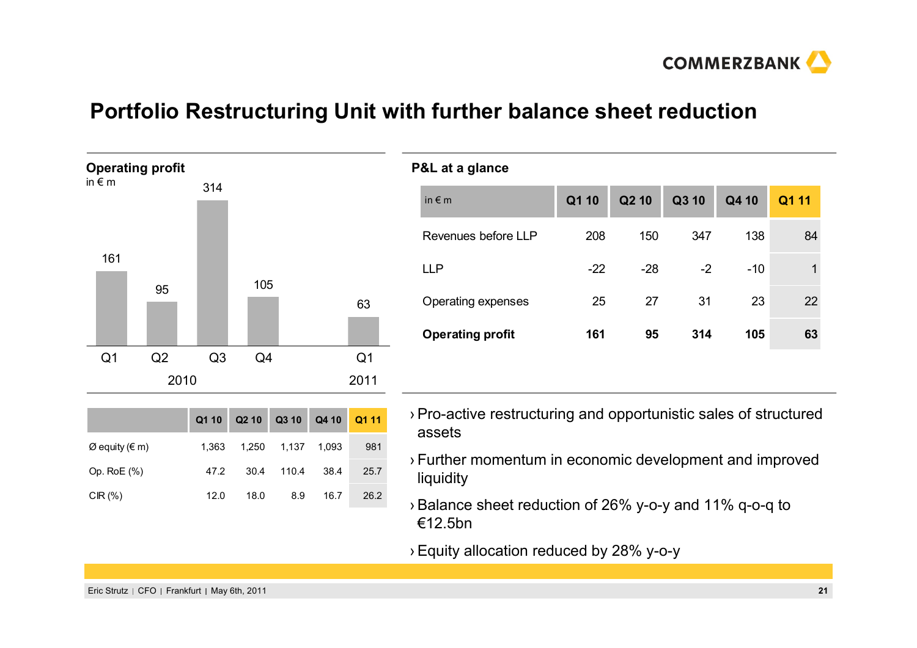# Portfolio Restructuring Unit with further balance sheet reduction

**Operating profit**
in € m

| | Q1 2010 | Q2 2010 | Q3 2010 | Q4 2010 | Q1 2011 |
|---|---|---|---|---|---|
| Operating profit | 161 | 95 | 314 | 105 | 63 |

| | Q1 10 | Q2 10 | Q3 10 | Q4 10 | Q1 11 |
|---|---|---|---|---|---|
| Ø equity (€ m) | 1,363 | 1,250 | 1,137 | 1,093 | 981 |
| Op. RoE (%) | 47.2 | 30.4 | 110.4 | 38.4 | 25.7 |
| CIR (%) | 12.0 | 18.0 | 8.9 | 16.7 | 26.2 |

**P&L at a glance**

| in € m | Q1 10 | Q2 10 | Q3 10 | Q4 10 | Q1 11 |
|---|---|---|---|---|---|
| Revenues before LLP | 208 | 150 | 347 | 138 | 84 |
| LLP | -22 | -28 | -2 | -10 | 1 |
| Operating expenses | 25 | 27 | 31 | 23 | 22 |
| **Operating profit** | **161** | **95** | **314** | **105** | **63** |

- Pro-active restructuring and opportunistic sales of structured assets
- Further momentum in economic development and improved liquidity
- Balance sheet reduction of 26% y-o-y and 11% q-o-q to €12.5bn
- Equity allocation reduced by 28% y-o-y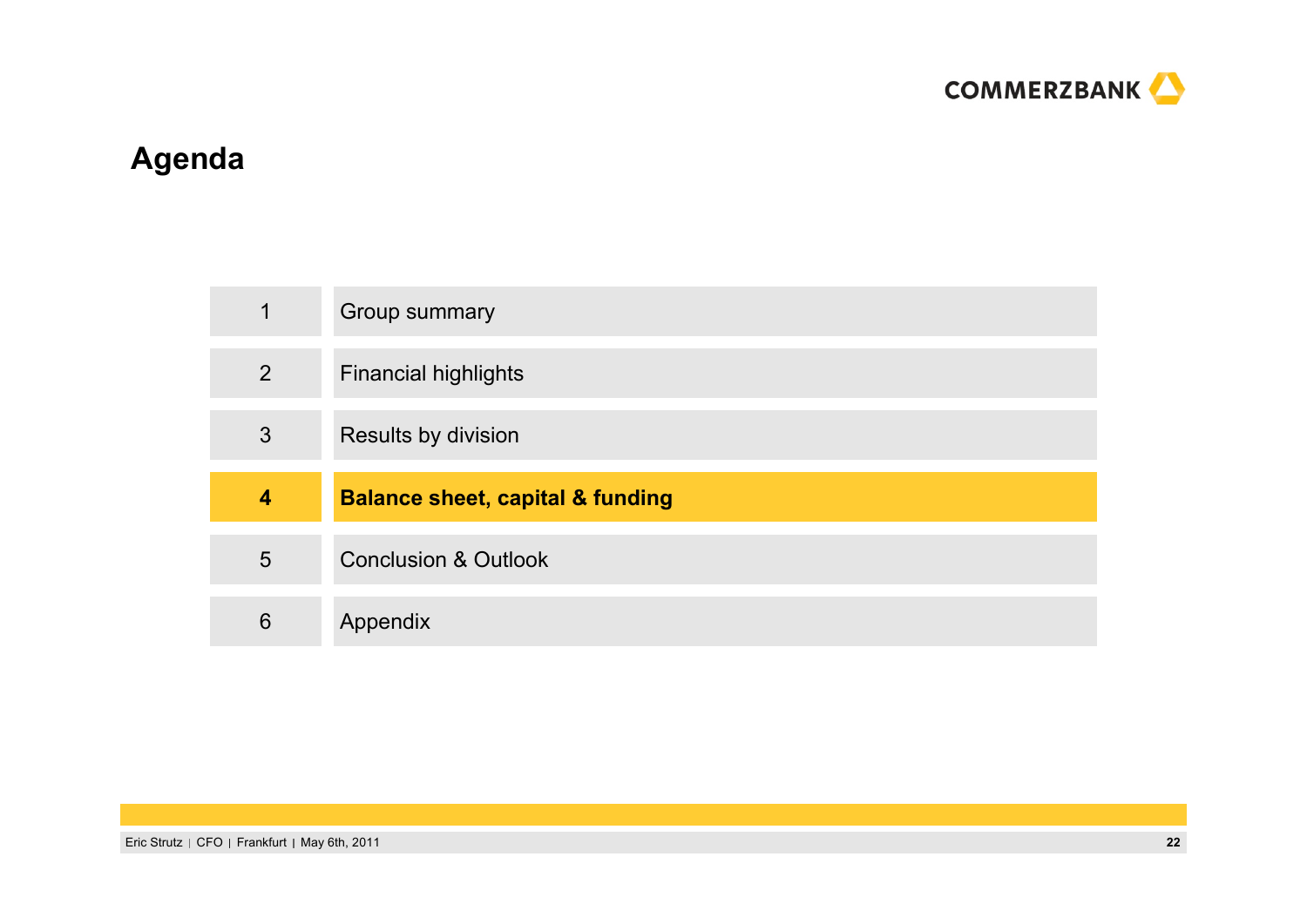# Agenda

| | |
|---|---|
| 1 | Group summary |
| 2 | Financial highlights |
| 3 | Results by division |
| **4** | **Balance sheet, capital & funding** |
| 5 | Conclusion & Outlook |
| 6 | Appendix |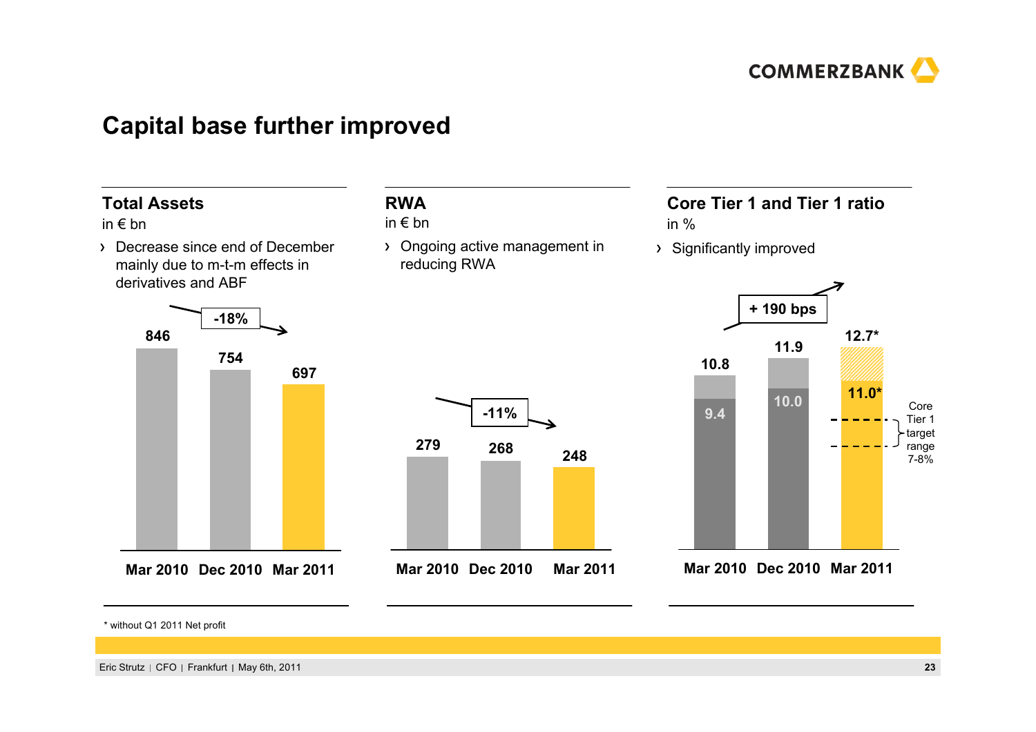# Capital base further improved

## Total Assets

in € bn

- Decrease since end of December mainly due to m-t-m effects in derivatives and ABF

| | Mar 2010 | Dec 2010 | Mar 2011 |
|---|---|---|---|
| Total Assets | 846 | 754 | 697 |

-18%

## RWA

in € bn

- Ongoing active management in reducing RWA

| | Mar 2010 | Dec 2010 | Mar 2011 |
|---|---|---|---|
| RWA | 279 | 268 | 248 |

-11%

## Core Tier 1 and Tier 1 ratio

in %

- Significantly improved

| | Mar 2010 | Dec 2010 | Mar 2011 |
|---|---|---|---|
| Tier 1 ratio | 10.8 | 11.9 | 12.7* |
| Core Tier 1 ratio | 9.4 | 10.0 | 11.0* |

+ 190 bps

Core Tier 1 target range 7-8%

\* without Q1 2011 Net profit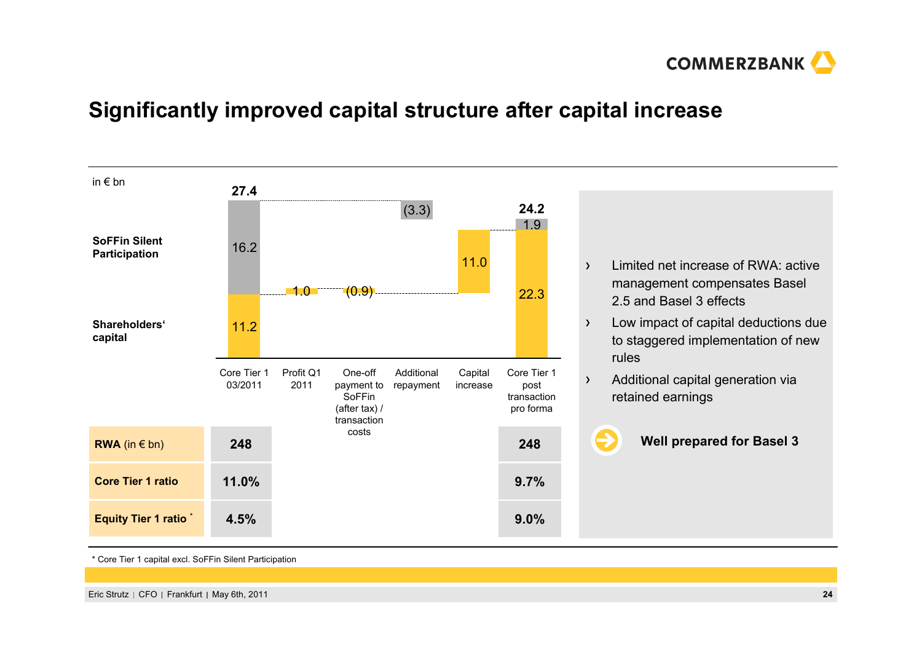# Significantly improved capital structure after capital increase

in € bn

| | Core Tier 1 03/2011 | Profit Q1 2011 | One-off payment to SoFFin (after tax) / transaction costs | Additional repayment | Capital increase | Core Tier 1 post transaction pro forma |
|---|---|---|---|---|---|---|
| SoFFin Silent Participation | 16.2 | | | (3.3) | | 1.9 |
| Shareholders' capital | 11.2 | 1.0 | (0.9) | | 11.0 | 22.3 |
| **Total** | **27.4** | | | | | **24.2** |
| **RWA** (in € bn) | **248** | | | | | **248** |
| **Core Tier 1 ratio** | **11.0%** | | | | | **9.7%** |
| **Equity Tier 1 ratio** * | **4.5%** | | | | | **9.0%** |

- Limited net increase of RWA: active management compensates Basel 2.5 and Basel 3 effects
- Low impact of capital deductions due to staggered implementation of new rules
- Additional capital generation via retained earnings

**Well prepared for Basel 3**

* Core Tier 1 capital excl. SoFFin Silent Participation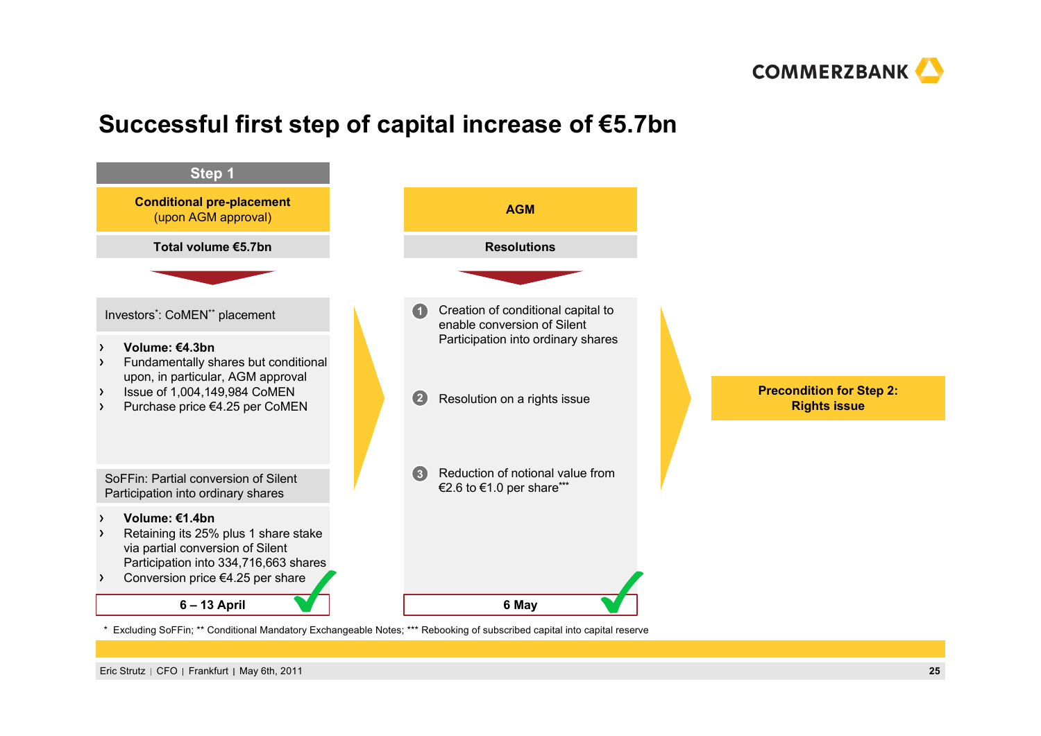# Successful first step of capital increase of €5.7bn

## Step 1

**Conditional pre-placement**
(upon AGM approval)

**Total volume €5.7bn**

Investors*: CoMEN** placement

- **Volume: €4.3bn**
- Fundamentally shares but conditional upon, in particular, AGM approval
- Issue of 1,004,149,984 CoMEN
- Purchase price €4.25 per CoMEN

SoFFin: Partial conversion of Silent Participation into ordinary shares

- **Volume: €1.4bn**
- Retaining its 25% plus 1 share stake via partial conversion of Silent Participation into 334,716,663 shares
- Conversion price €4.25 per share

**6 – 13 April** ✓

## AGM

**Resolutions**

1. Creation of conditional capital to enable conversion of Silent Participation into ordinary shares
2. Resolution on a rights issue
3. Reduction of notional value from €2.6 to €1.0 per share***

**6 May** ✓

**Precondition for Step 2: Rights issue**

\* Excluding SoFFin; ** Conditional Mandatory Exchangeable Notes; *** Rebooking of subscribed capital into capital reserve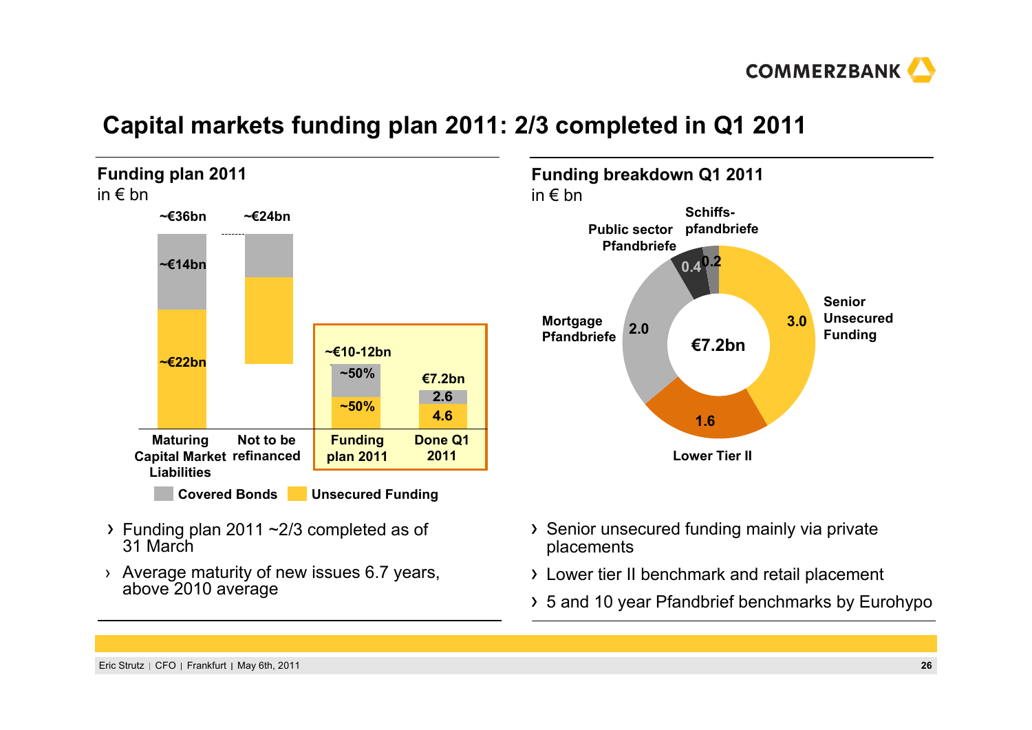# Capital markets funding plan 2011: 2/3 completed in Q1 2011

## Funding plan 2011

in € bn

| | Maturing Capital Market Liabilities | Not to be refinanced | Funding plan 2011 | Done Q1 2011 |
|---|---|---|---|---|
| Total | ~€36bn | ~€24bn | ~€10-12bn | €7.2bn |
| Covered Bonds | ~€14bn | | ~50% | 2.6 |
| Unsecured Funding | ~€22bn | | ~50% | 4.6 |

- Funding plan 2011 ~2/3 completed as of 31 March
- Average maturity of new issues 6.7 years, above 2010 average

## Funding breakdown Q1 2011

in € bn

Total: €7.2bn

| Type | € bn |
|---|---|
| Senior Unsecured Funding | 3.0 |
| Lower Tier II | 1.6 |
| Mortgage Pfandbriefe | 2.0 |
| Public sector Pfandbriefe | 0.4 |
| Schiffs-pfandbriefe | 0.2 |

- Senior unsecured funding mainly via private placements
- Lower tier II benchmark and retail placement
- 5 and 10 year Pfandbrief benchmarks by Eurohypo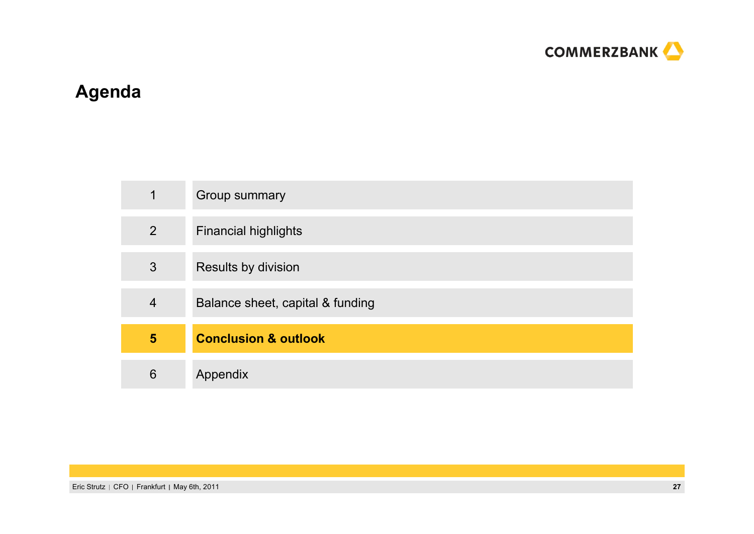# Agenda

| | |
|---|---|
| 1 | Group summary |
| 2 | Financial highlights |
| 3 | Results by division |
| 4 | Balance sheet, capital & funding |
| **5** | **Conclusion & outlook** |
| 6 | Appendix |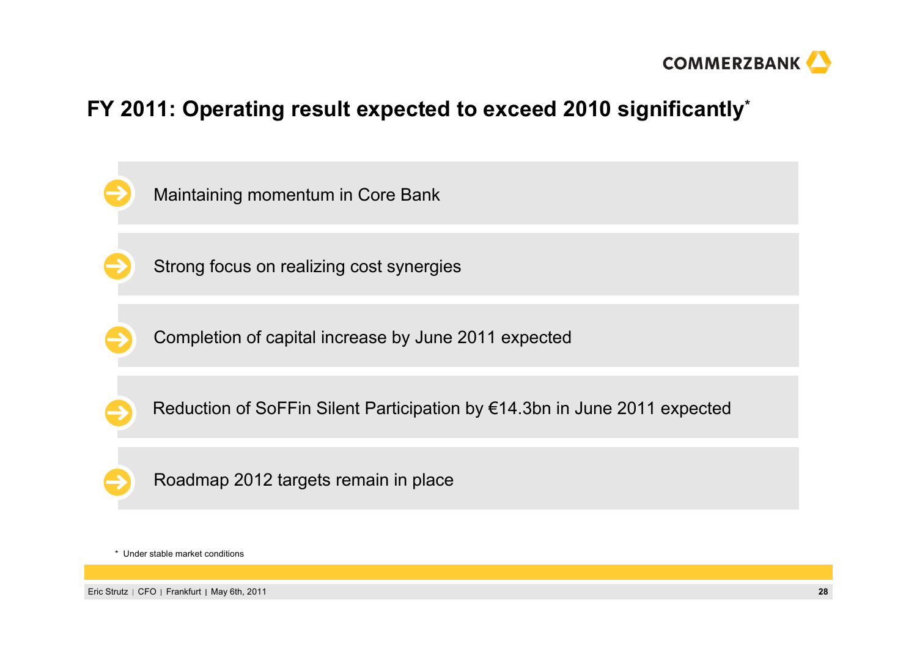# FY 2011: Operating result expected to exceed 2010 significantly*

- Maintaining momentum in Core Bank
- Strong focus on realizing cost synergies
- Completion of capital increase by June 2011 expected
- Reduction of SoFFin Silent Participation by €14.3bn in June 2011 expected
- Roadmap 2012 targets remain in place

\* Under stable market conditions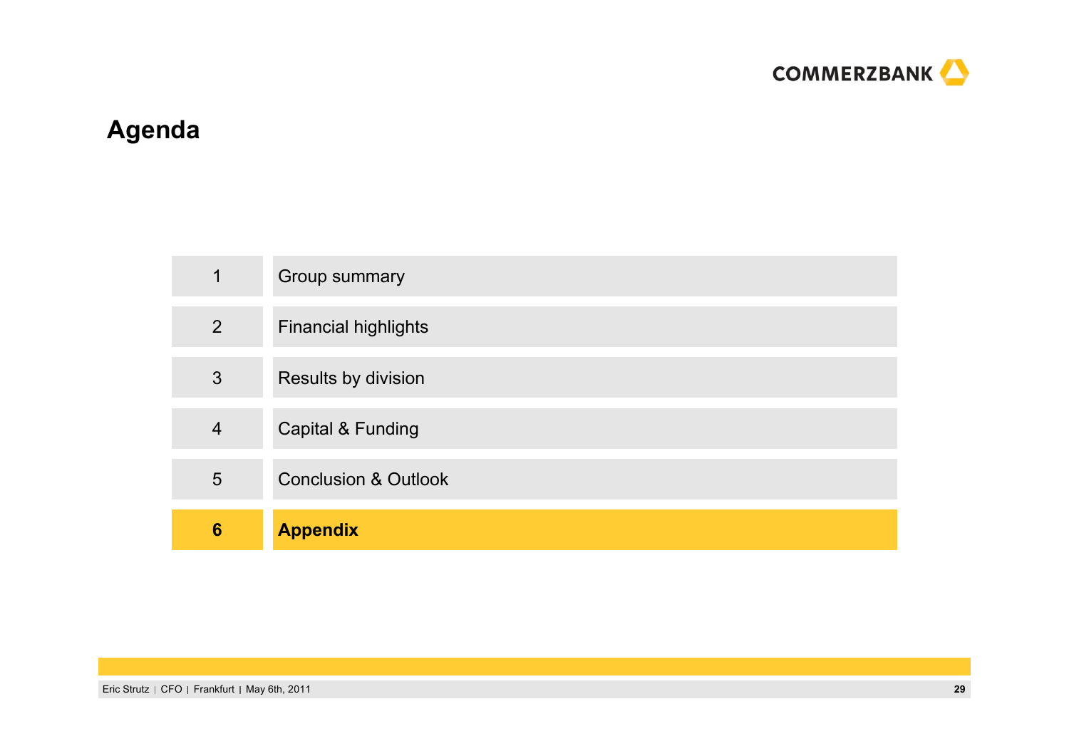# Agenda

| | |
|---|---|
| 1 | Group summary |
| 2 | Financial highlights |
| 3 | Results by division |
| 4 | Capital & Funding |
| 5 | Conclusion & Outlook |
| **6** | **Appendix** |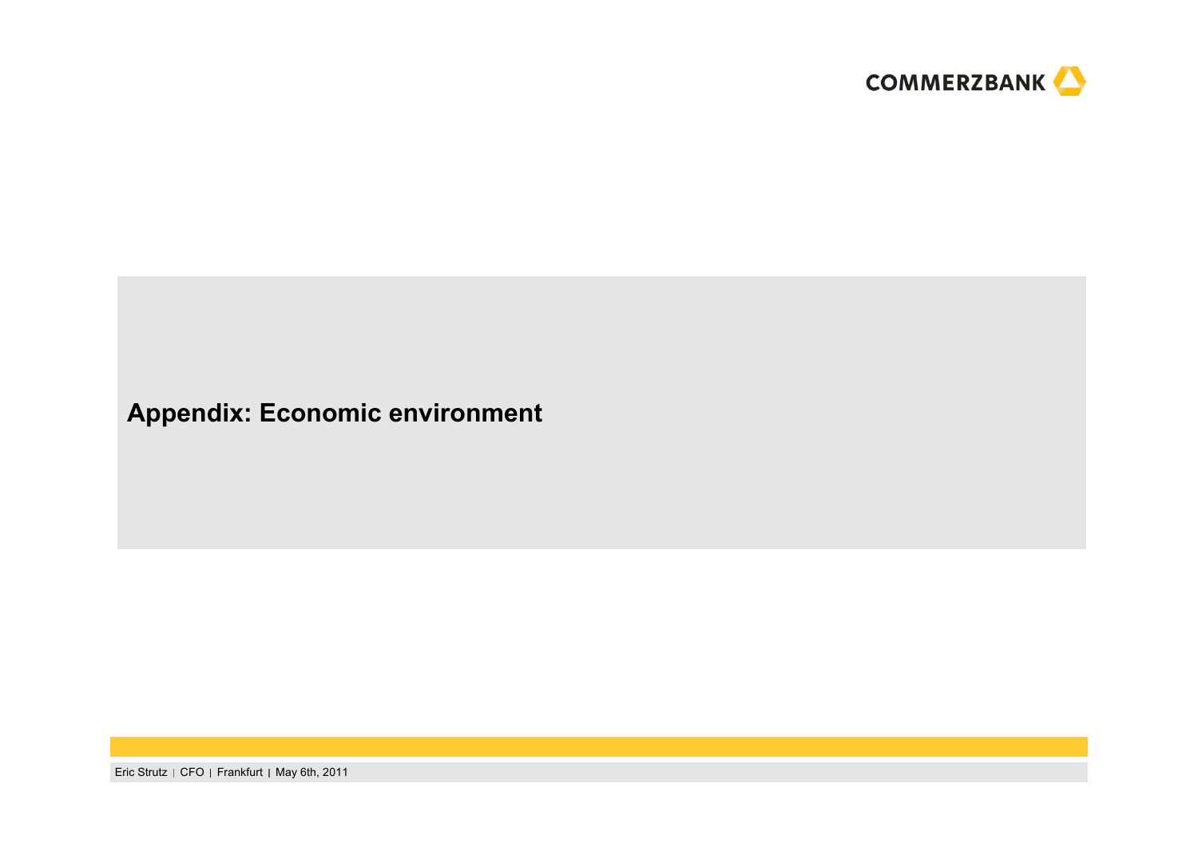# Appendix: Economic environment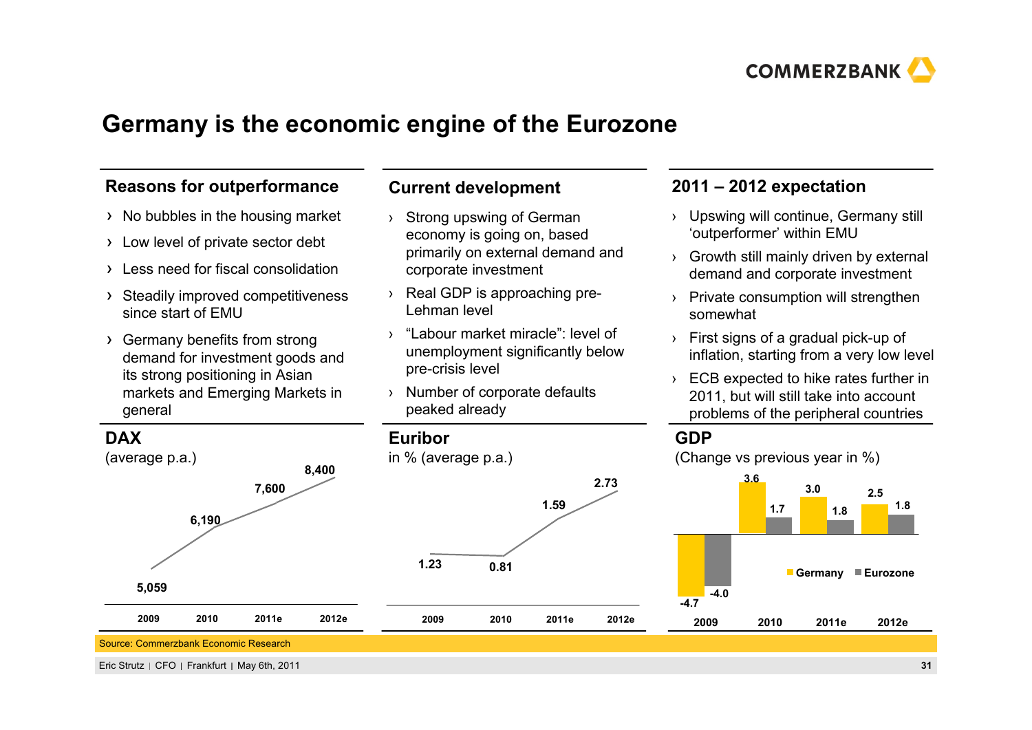# Germany is the economic engine of the Eurozone

## Reasons for outperformance

- No bubbles in the housing market
- Low level of private sector debt
- Less need for fiscal consolidation
- Steadily improved competitiveness since start of EMU
- Germany benefits from strong demand for investment goods and its strong positioning in Asian markets and Emerging Markets in general

## Current development

- Strong upswing of German economy is going on, based primarily on external demand and corporate investment
- Real GDP is approaching pre-Lehman level
- "Labour market miracle": level of unemployment significantly below pre-crisis level
- Number of corporate defaults peaked already

## 2011 – 2012 expectation

- Upswing will continue, Germany still 'outperformer' within EMU
- Growth still mainly driven by external demand and corporate investment
- Private consumption will strengthen somewhat
- First signs of a gradual pick-up of inflation, starting from a very low level
- ECB expected to hike rates further in 2011, but will still take into account problems of the peripheral countries

## DAX

(average p.a.)

| 2009 | 2010 | 2011e | 2012e |
|---|---|---|---|
| 5,059 | 6,190 | 7,600 | 8,400 |

## Euribor

in % (average p.a.)

| 2009 | 2010 | 2011e | 2012e |
|---|---|---|---|
| 1.23 | 0.81 | 1.59 | 2.73 |

## GDP

(Change vs previous year in %)

| | 2009 | 2010 | 2011e | 2012e |
|---|---|---|---|---|
| Germany | -4.7 | 3.6 | 3.0 | 2.5 |
| Eurozone | -4.0 | 1.7 | 1.8 | 1.8 |

Source: Commerzbank Economic Research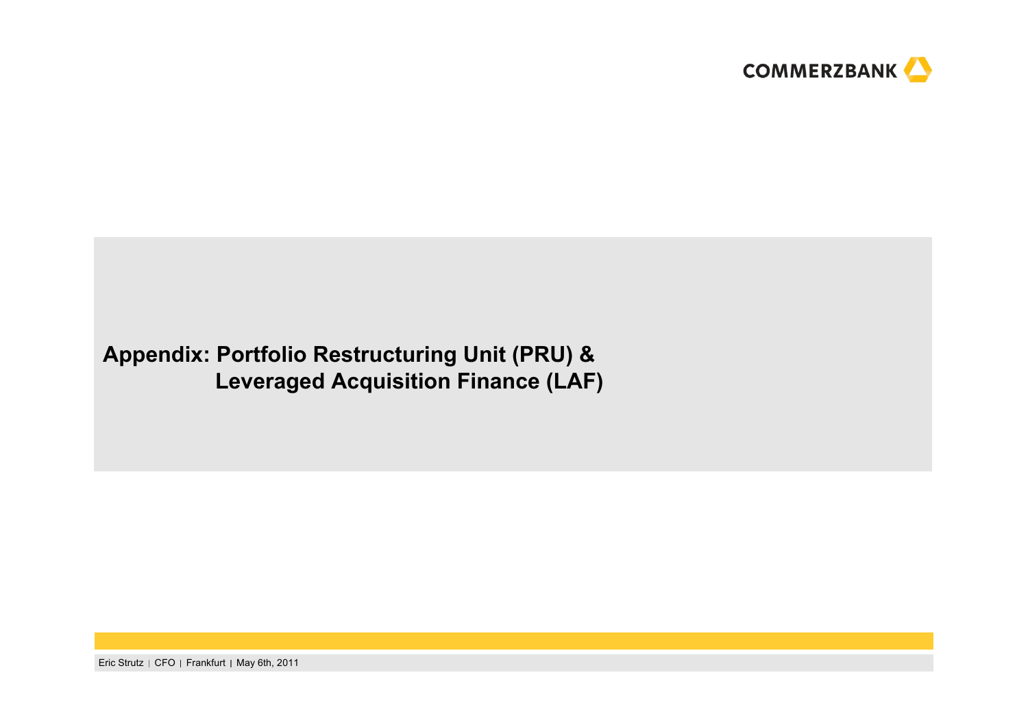# Appendix: Portfolio Restructuring Unit (PRU) & Leveraged Acquisition Finance (LAF)

Eric Strutz | CFO | Frankfurt | May 6th, 2011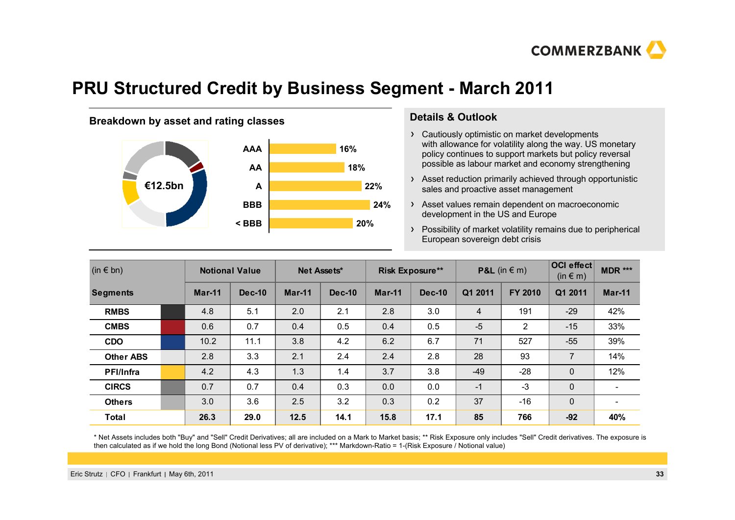# PRU Structured Credit by Business Segment - March 2011

## Breakdown by asset and rating classes

€12.5bn

| Rating | Share |
|---|---|
| AAA | 16% |
| AA | 18% |
| A | 22% |
| BBB | 24% |
| < BBB | 20% |

## Details & Outlook

- Cautiously optimistic on market developments with allowance for volatility along the way. US monetary policy continues to support markets but policy reversal possible as labour market and economy strengthening
- Asset reduction primarily achieved through opportunistic sales and proactive asset management
- Asset values remain dependent on macroeconomic development in the US and Europe
- Possibility of market volatility remains due to peripherical European sovereign debt crisis

| (in € bn) | Notional Value | | Net Assets* | | Risk Exposure** | | P&L (in € m) | | OCI effect (in € m) | MDR *** |
|---|---|---|---|---|---|---|---|---|---|---|
| **Segments** | **Mar-11** | **Dec-10** | **Mar-11** | **Dec-10** | **Mar-11** | **Dec-10** | **Q1 2011** | **FY 2010** | **Q1 2011** | **Mar-11** |
| **RMBS** | 4.8 | 5.1 | 2.0 | 2.1 | 2.8 | 3.0 | 4 | 191 | -29 | 42% |
| **CMBS** | 0.6 | 0.7 | 0.4 | 0.5 | 0.4 | 0.5 | -5 | 2 | -15 | 33% |
| **CDO** | 10.2 | 11.1 | 3.8 | 4.2 | 6.2 | 6.7 | 71 | 527 | -55 | 39% |
| **Other ABS** | 2.8 | 3.3 | 2.1 | 2.4 | 2.4 | 2.8 | 28 | 93 | 7 | 14% |
| **PFI/Infra** | 4.2 | 4.3 | 1.3 | 1.4 | 3.7 | 3.8 | -49 | -28 | 0 | 12% |
| **CIRCS** | 0.7 | 0.7 | 0.4 | 0.3 | 0.0 | 0.0 | -1 | -3 | 0 | - |
| **Others** | 3.0 | 3.6 | 2.5 | 3.2 | 0.3 | 0.2 | 37 | -16 | 0 | - |
| **Total** | **26.3** | **29.0** | **12.5** | **14.1** | **15.8** | **17.1** | **85** | **766** | **-92** | **40%** |

* Net Assets includes both "Buy" and "Sell" Credit Derivatives; all are included on a Mark to Market basis; ** Risk Exposure only includes "Sell" Credit derivatives. The exposure is then calculated as if we hold the long Bond (Notional less PV of derivative); *** Markdown-Ratio = 1-(Risk Exposure / Notional value)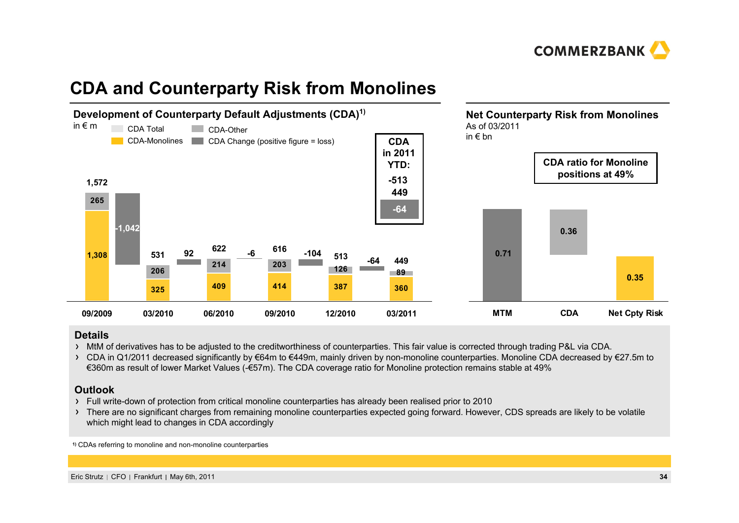# CDA and Counterparty Risk from Monolines

## Development of Counterparty Default Adjustments (CDA)[1)]

in € m

Legend: CDA Total; CDA-Other; CDA-Monolines; CDA Change (positive figure = loss)

| | 09/2009 | | 03/2010 | | 06/2010 | | 09/2010 | | 12/2010 | | 03/2011 |
|---|---|---|---|---|---|---|---|---|---|---|---|
| CDA Total | 1,572 | | 531 | | 622 | | 616 | | 513 | | 449 |
| CDA-Other | 265 | | 206 | | 214 | | 203 | | 126 | | 89 |
| CDA-Monolines | 1,308 | | 325 | | 409 | | 414 | | 387 | | 360 |
| CDA Change | | -1,042 | | 92 | | -6 | | -104 | | -64 | |

**CDA in 2011 YTD:** -513 → 449 = -64

## Net Counterparty Risk from Monolines

As of 03/2011
in € bn

**CDA ratio for Monoline positions at 49%**

| MTM | CDA | Net Cpty Risk |
|---|---|---|
| 0.71 | 0.36 | 0.35 |

## Details

- MtM of derivatives has to be adjusted to the creditworthiness of counterparties. This fair value is corrected through trading P&L via CDA.
- CDA in Q1/2011 decreased significantly by €64m to €449m, mainly driven by non-monoline counterparties. Monoline CDA decreased by €27.5m to €360m as result of lower Market Values (-€57m). The CDA coverage ratio for Monoline protection remains stable at 49%

## Outlook

- Full write-down of protection from critical monoline counterparties has already been realised prior to 2010
- There are no significant charges from remaining monoline counterparties expected going forward. However, CDS spreads are likely to be volatile which might lead to changes in CDA accordingly

1) CDAs referring to monoline and non-monoline counterparties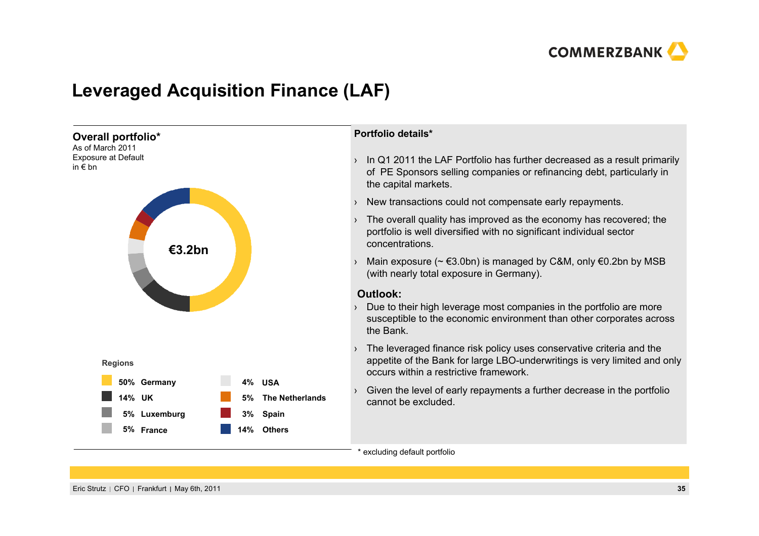# Leveraged Acquisition Finance (LAF)

## Overall portfolio*

As of March 2011
Exposure at Default
in € bn

€3.2bn

**Regions**

| Share | Region |
|---|---|
| 50% | Germany |
| 14% | UK |
| 5% | Luxemburg |
| 5% | France |
| 4% | USA |
| 5% | The Netherlands |
| 3% | Spain |
| 14% | Others |

## Portfolio details*

- In Q1 2011 the LAF Portfolio has further decreased as a result primarily of PE Sponsors selling companies or refinancing debt, particularly in the capital markets.
- New transactions could not compensate early repayments.
- The overall quality has improved as the economy has recovered; the portfolio is well diversified with no significant individual sector concentrations.
- Main exposure (~ €3.0bn) is managed by C&M, only €0.2bn by MSB (with nearly total exposure in Germany).

**Outlook:**

- Due to their high leverage most companies in the portfolio are more susceptible to the economic environment than other corporates across the Bank.
- The leveraged finance risk policy uses conservative criteria and the appetite of the Bank for large LBO-underwritings is very limited and only occurs within a restrictive framework.
- Given the level of early repayments a further decrease in the portfolio cannot be excluded.

* excluding default portfolio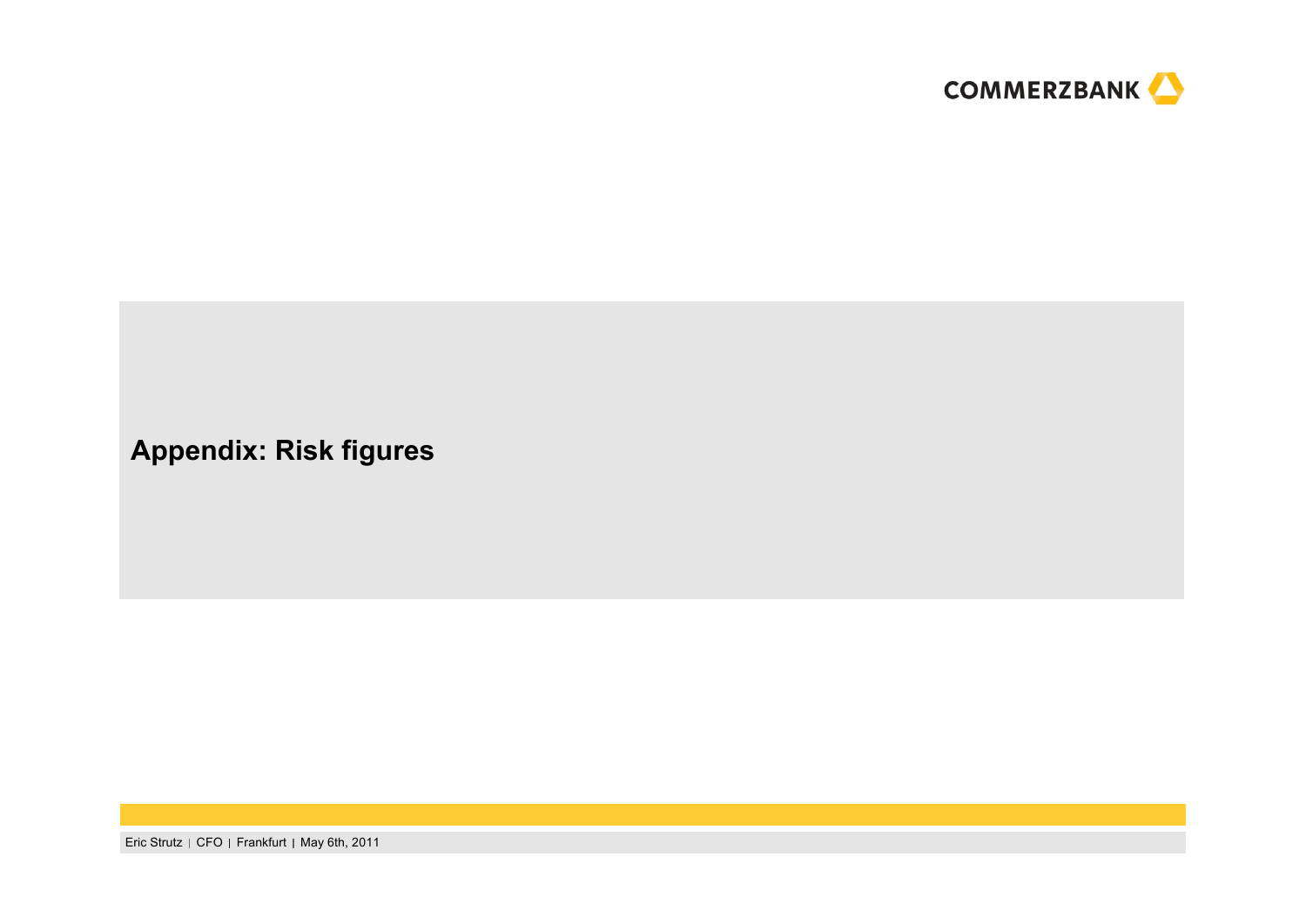# Appendix: Risk figures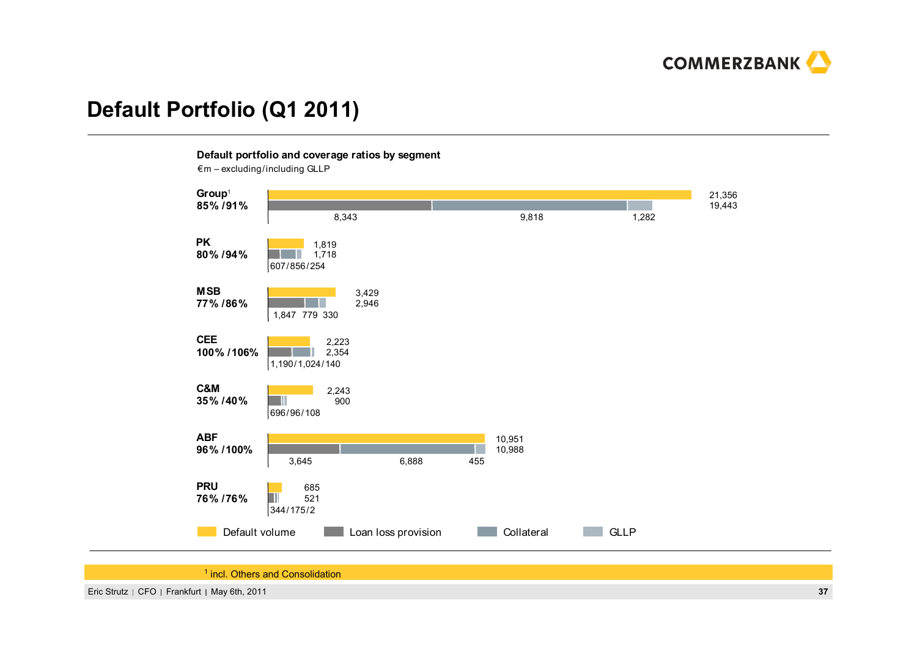# Default Portfolio (Q1 2011)

**Default portfolio and coverage ratios by segment**

€m – excluding/including GLLP

| Segment | Coverage ratio (excl./incl. GLLP) | Default volume | Loan loss provision + Collateral + GLLP | Loan loss provision | Collateral | GLLP |
|---|---|---|---|---|---|---|
| Group[1] | 85% / 91% | 21,356 | 19,443 | 8,343 | 9,818 | 1,282 |
| PK | 80% / 94% | 1,819 | 1,718 | 607 | 856 | 254 |
| MSB | 77% / 86% | 3,429 | 2,946 | 1,847 | 779 | 330 |
| CEE | 100% / 106% | 2,223 | 2,354 | 1,190 | 1,024 | 140 |
| C&M | 35% / 40% | 2,243 | 900 | 696 | 96 | 108 |
| ABF | 96% / 100% | 10,951 | 10,988 | 3,645 | 6,888 | 455 |
| PRU | 76% / 76% | 685 | 521 | 344 | 175 | 2 |

Legend: Default volume, Loan loss provision, Collateral, GLLP

[1] incl. Others and Consolidation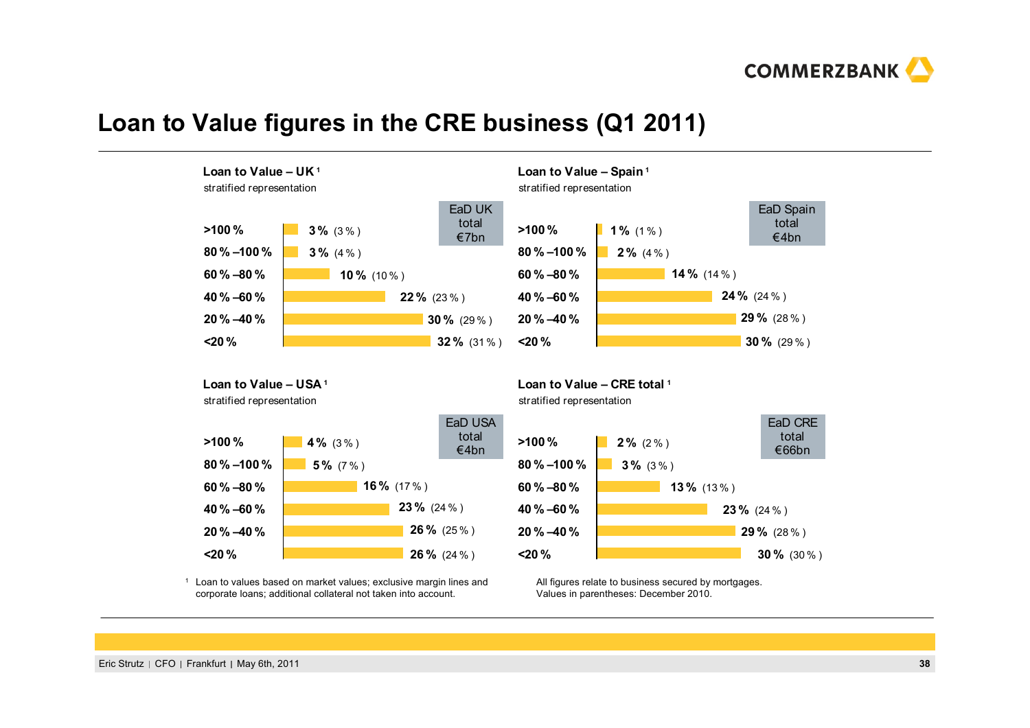# Loan to Value figures in the CRE business (Q1 2011)

### Loan to Value – UK[1]

stratified representation

EaD UK total €7bn

| LTV | Q1 2011 | (Dec 2010) |
|---|---|---|
| >100 % | 3 % | (3 %) |
| 80 % – 100 % | 3 % | (4 %) |
| 60 % – 80 % | 10 % | (10 %) |
| 40 % – 60 % | 22 % | (23 %) |
| 20 % – 40 % | 30 % | (29 %) |
| <20 % | 32 % | (31 %) |

### Loan to Value – Spain[1]

stratified representation

EaD Spain total €4bn

| LTV | Q1 2011 | (Dec 2010) |
|---|---|---|
| >100 % | 1 % | (1 %) |
| 80 % – 100 % | 2 % | (4 %) |
| 60 % – 80 % | 14 % | (14 %) |
| 40 % – 60 % | 24 % | (24 %) |
| 20 % – 40 % | 29 % | (28 %) |
| <20 % | 30 % | (29 %) |

### Loan to Value – USA[1]

stratified representation

EaD USA total €4bn

| LTV | Q1 2011 | (Dec 2010) |
|---|---|---|
| >100 % | 4 % | (3 %) |
| 80 % – 100 % | 5 % | (7 %) |
| 60 % – 80 % | 16 % | (17 %) |
| 40 % – 60 % | 23 % | (24 %) |
| 20 % – 40 % | 26 % | (25 %) |
| <20 % | 26 % | (24 %) |

### Loan to Value – CRE total[1]

stratified representation

EaD CRE total €66bn

| LTV | Q1 2011 | (Dec 2010) |
|---|---|---|
| >100 % | 2 % | (2 %) |
| 80 % – 100 % | 3 % | (3 %) |
| 60 % – 80 % | 13 % | (13 %) |
| 40 % – 60 % | 23 % | (24 %) |
| 20 % – 40 % | 29 % | (28 %) |
| <20 % | 30 % | (30 %) |

[1] Loan to values based on market values; exclusive margin lines and corporate loans; additional collateral not taken into account.

All figures relate to business secured by mortgages. Values in parentheses: December 2010.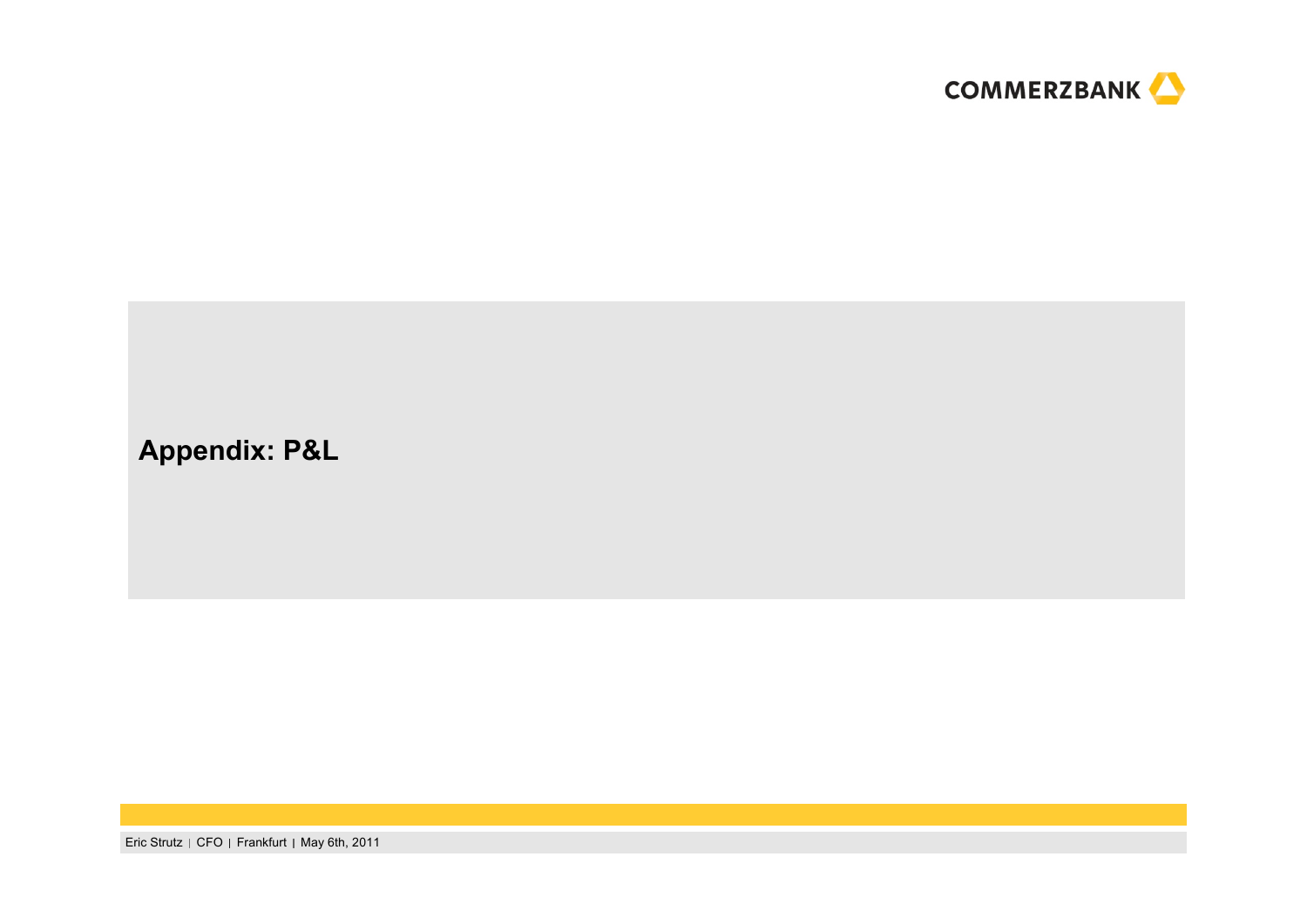# Appendix: P&L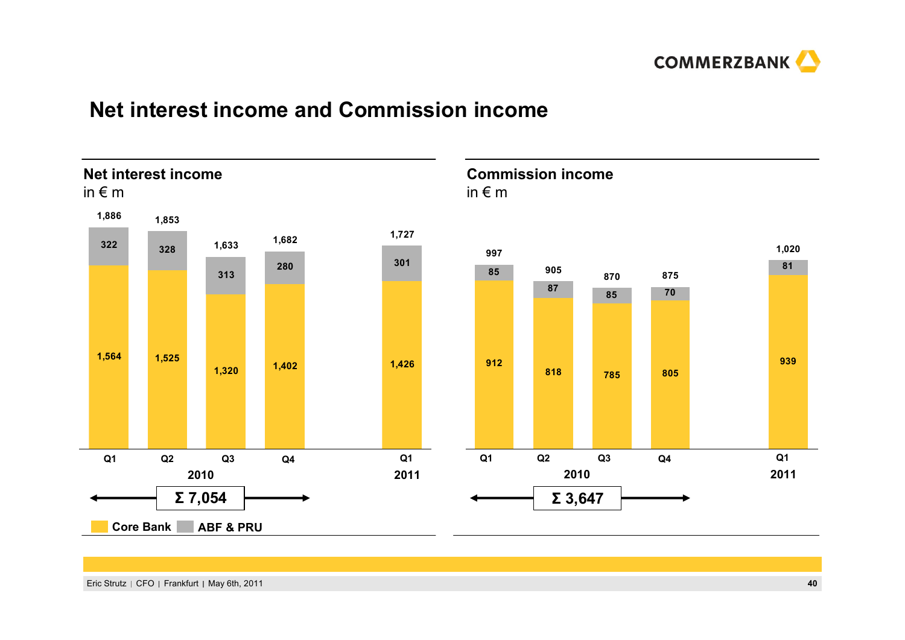# Net interest income and Commission income

## Net interest income

in € m

| | Q1 2010 | Q2 2010 | Q3 2010 | Q4 2010 | Q1 2011 |
|---|---|---|---|---|---|
| Core Bank | 1,564 | 1,525 | 1,320 | 1,402 | 1,426 |
| ABF & PRU | 322 | 328 | 313 | 280 | 301 |
| Total | 1,886 | 1,853 | 1,633 | 1,682 | 1,727 |

2010: Σ 7,054

## Commission income

in € m

| | Q1 2010 | Q2 2010 | Q3 2010 | Q4 2010 | Q1 2011 |
|---|---|---|---|---|---|
| Core Bank | 912 | 818 | 785 | 805 | 939 |
| ABF & PRU | 85 | 87 | 85 | 70 | 81 |
| Total | 997 | 905 | 870 | 875 | 1,020 |

2010: Σ 3,647

Core Bank | ABF & PRU

Eric Strutz | CFO | Frankfurt | May 6th, 2011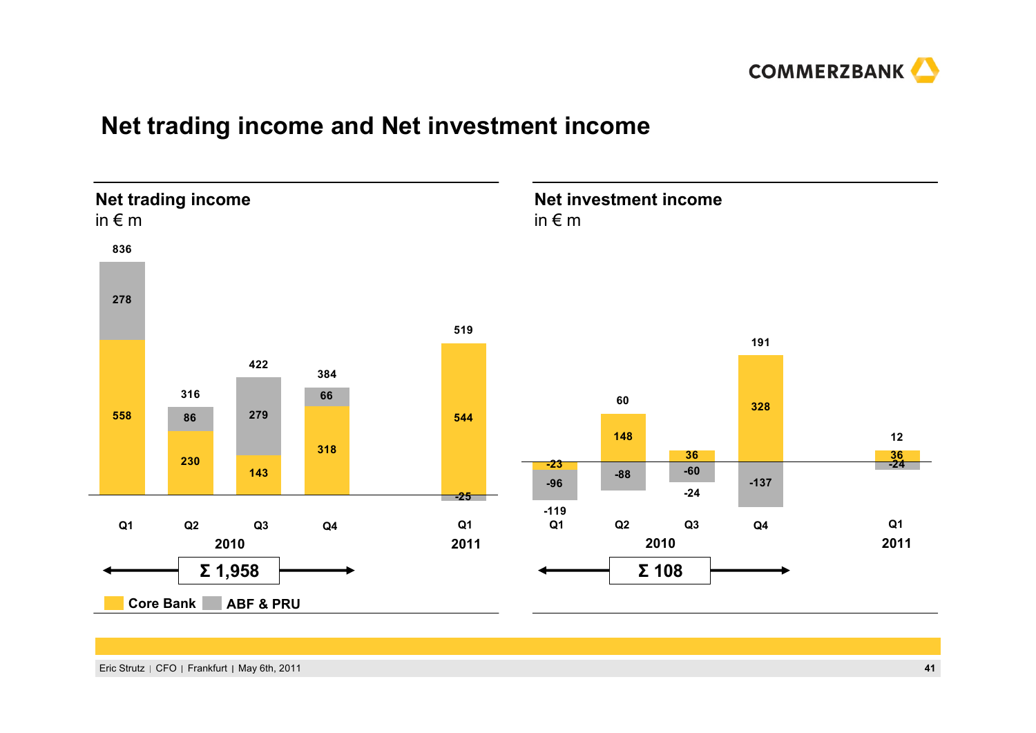# Net trading income and Net investment income

## Net trading income

in € m

| | Q1 2010 | Q2 2010 | Q3 2010 | Q4 2010 | Q1 2011 |
|---|---|---|---|---|---|
| Core Bank | 558 | 230 | 143 | 318 | 544 |
| ABF & PRU | 278 | 86 | 279 | 66 | -25 |
| Total | 836 | 316 | 422 | 384 | 519 |

2010: Σ 1,958

## Net investment income

in € m

| | Q1 2010 | Q2 2010 | Q3 2010 | Q4 2010 | Q1 2011 |
|---|---|---|---|---|---|
| Core Bank | -23 | 148 | 36 | 328 | 36 |
| ABF & PRU | -96 | -88 | -60 | -137 | -24 |
| Total | -119 | 60 | -24 | 191 | 12 |

2010: Σ 108

Core Bank | ABF & PRU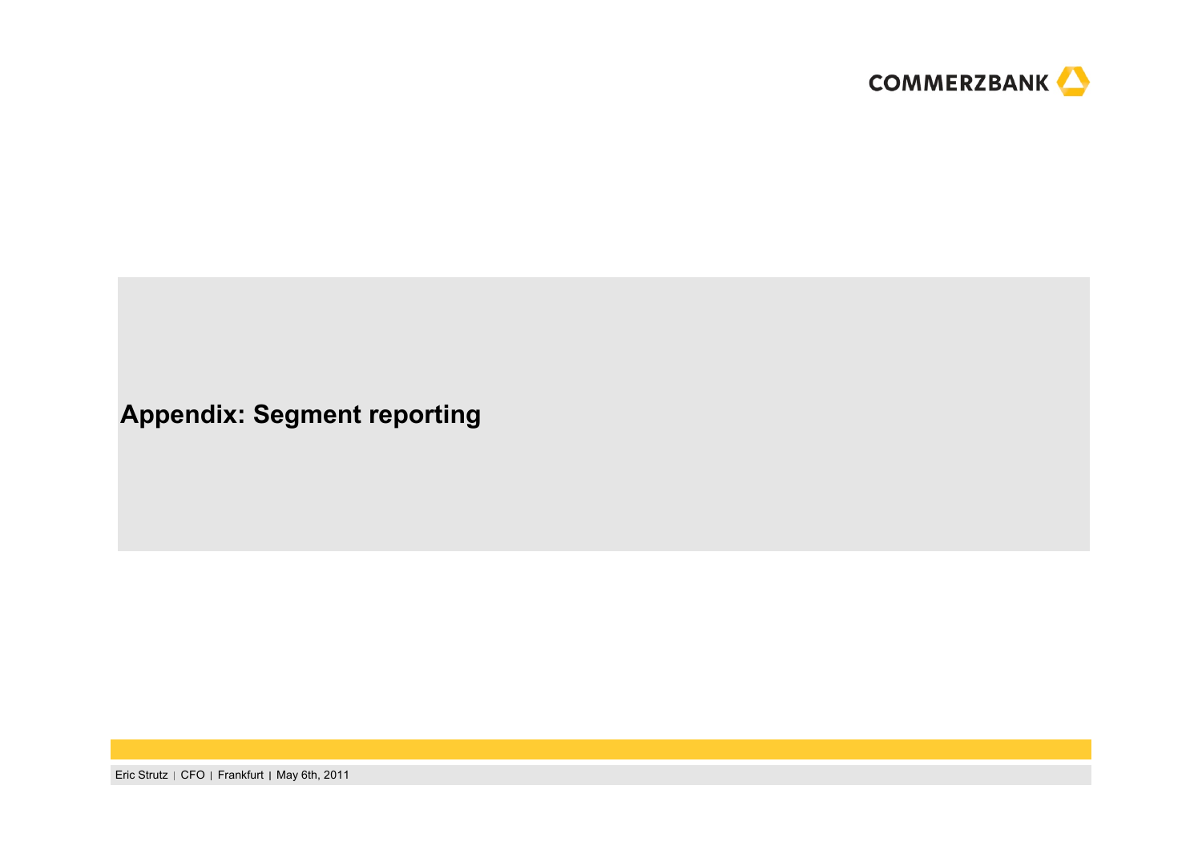# Appendix: Segment reporting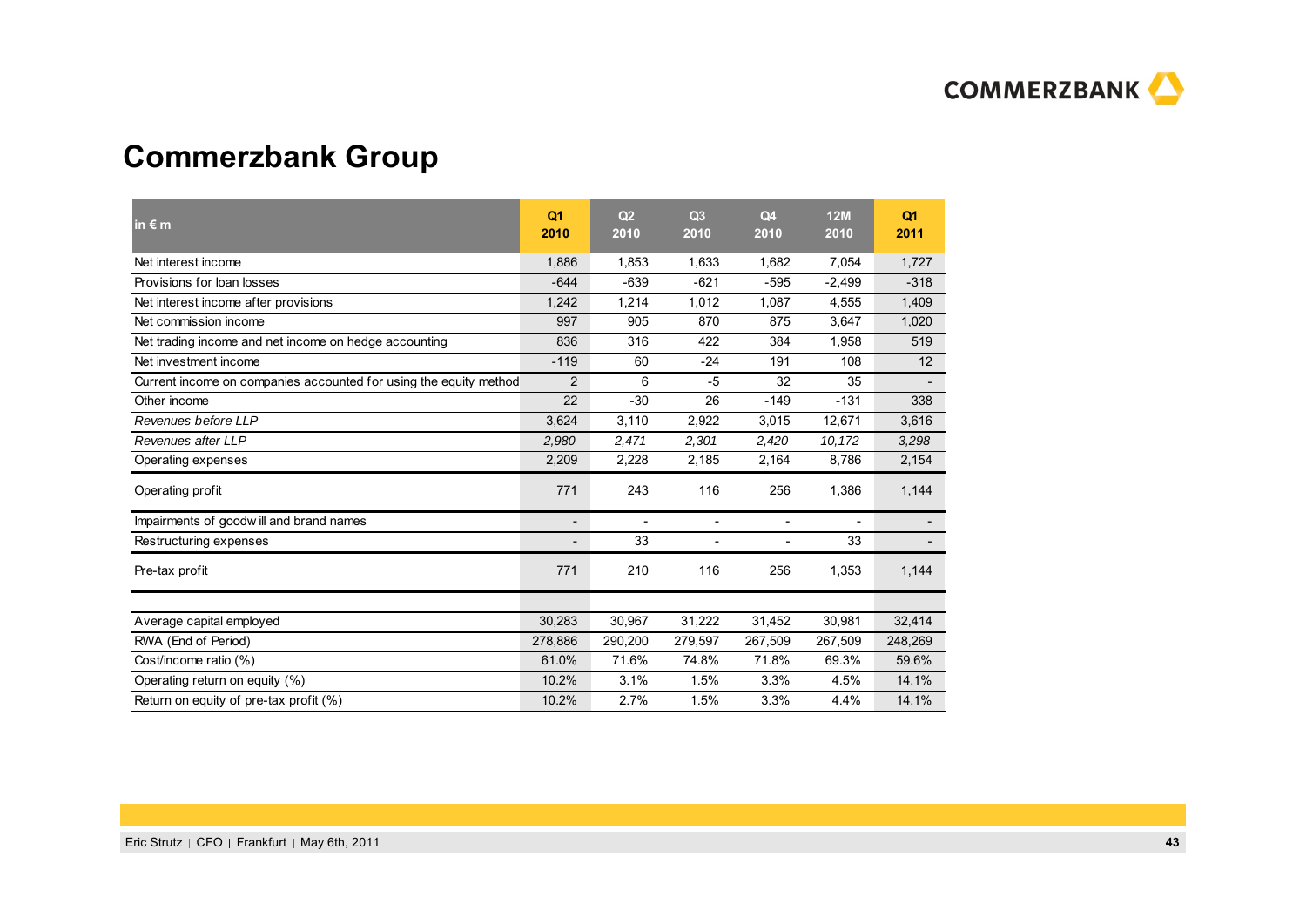# Commerzbank Group

| in € m | Q1 2010 | Q2 2010 | Q3 2010 | Q4 2010 | 12M 2010 | Q1 2011 |
|---|---|---|---|---|---|---|
| Net interest income | 1,886 | 1,853 | 1,633 | 1,682 | 7,054 | 1,727 |
| Provisions for loan losses | -644 | -639 | -621 | -595 | -2,499 | -318 |
| Net interest income after provisions | 1,242 | 1,214 | 1,012 | 1,087 | 4,555 | 1,409 |
| Net commission income | 997 | 905 | 870 | 875 | 3,647 | 1,020 |
| Net trading income and net income on hedge accounting | 836 | 316 | 422 | 384 | 1,958 | 519 |
| Net investment income | -119 | 60 | -24 | 191 | 108 | 12 |
| Current income on companies accounted for using the equity method | 2 | 6 | -5 | 32 | 35 | - |
| Other income | 22 | -30 | 26 | -149 | -131 | 338 |
| *Revenues before LLP* | 3,624 | 3,110 | 2,922 | 3,015 | 12,671 | 3,616 |
| *Revenues after LLP* | *2,980* | *2,471* | *2,301* | *2,420* | *10,172* | *3,298* |
| Operating expenses | 2,209 | 2,228 | 2,185 | 2,164 | 8,786 | 2,154 |
| Operating profit | 771 | 243 | 116 | 256 | 1,386 | 1,144 |
| Impairments of goodwill and brand names | - | - | - | - | - | - |
| Restructuring expenses | - | 33 | - | - | 33 | - |
| Pre-tax profit | 771 | 210 | 116 | 256 | 1,353 | 1,144 |
| | | | | | | |
| Average capital employed | 30,283 | 30,967 | 31,222 | 31,452 | 30,981 | 32,414 |
| RWA (End of Period) | 278,886 | 290,200 | 279,597 | 267,509 | 267,509 | 248,269 |
| Cost/income ratio (%) | 61.0% | 71.6% | 74.8% | 71.8% | 69.3% | 59.6% |
| Operating return on equity (%) | 10.2% | 3.1% | 1.5% | 3.3% | 4.5% | 14.1% |
| Return on equity of pre-tax profit (%) | 10.2% | 2.7% | 1.5% | 3.3% | 4.4% | 14.1% |

Eric Strutz | CFO | Frankfurt | May 6th, 2011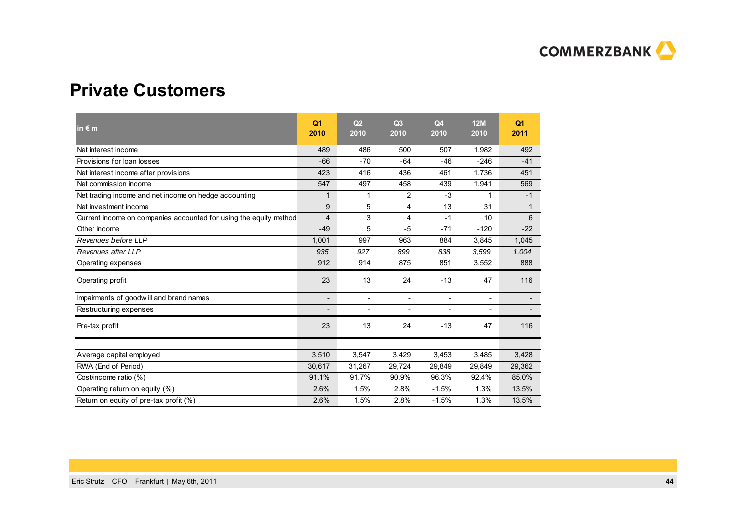# Private Customers

| in € m | Q1 2010 | Q2 2010 | Q3 2010 | Q4 2010 | 12M 2010 | Q1 2011 |
|---|---|---|---|---|---|---|
| Net interest income | 489 | 486 | 500 | 507 | 1,982 | 492 |
| Provisions for loan losses | -66 | -70 | -64 | -46 | -246 | -41 |
| Net interest income after provisions | 423 | 416 | 436 | 461 | 1,736 | 451 |
| Net commission income | 547 | 497 | 458 | 439 | 1,941 | 569 |
| Net trading income and net income on hedge accounting | 1 | 1 | 2 | -3 | 1 | -1 |
| Net investment income | 9 | 5 | 4 | 13 | 31 | 1 |
| Current income on companies accounted for using the equity method | 4 | 3 | 4 | -1 | 10 | 6 |
| Other income | -49 | 5 | -5 | -71 | -120 | -22 |
| *Revenues before LLP* | 1,001 | 997 | 963 | 884 | 3,845 | 1,045 |
| *Revenues after LLP* | *935* | *927* | *899* | *838* | *3,599* | *1,004* |
| Operating expenses | 912 | 914 | 875 | 851 | 3,552 | 888 |
| Operating profit | 23 | 13 | 24 | -13 | 47 | 116 |
| Impairments of goodwill and brand names | - | - | - | - | - | - |
| Restructuring expenses | - | - | - | - | - | - |
| Pre-tax profit | 23 | 13 | 24 | -13 | 47 | 116 |
| | | | | | | |
| Average capital employed | 3,510 | 3,547 | 3,429 | 3,453 | 3,485 | 3,428 |
| RWA (End of Period) | 30,617 | 31,267 | 29,724 | 29,849 | 29,849 | 29,362 |
| Cost/income ratio (%) | 91.1% | 91.7% | 90.9% | 96.3% | 92.4% | 85.0% |
| Operating return on equity (%) | 2.6% | 1.5% | 2.8% | -1.5% | 1.3% | 13.5% |
| Return on equity of pre-tax profit (%) | 2.6% | 1.5% | 2.8% | -1.5% | 1.3% | 13.5% |

Eric Strutz | CFO | Frankfurt | May 6th, 2011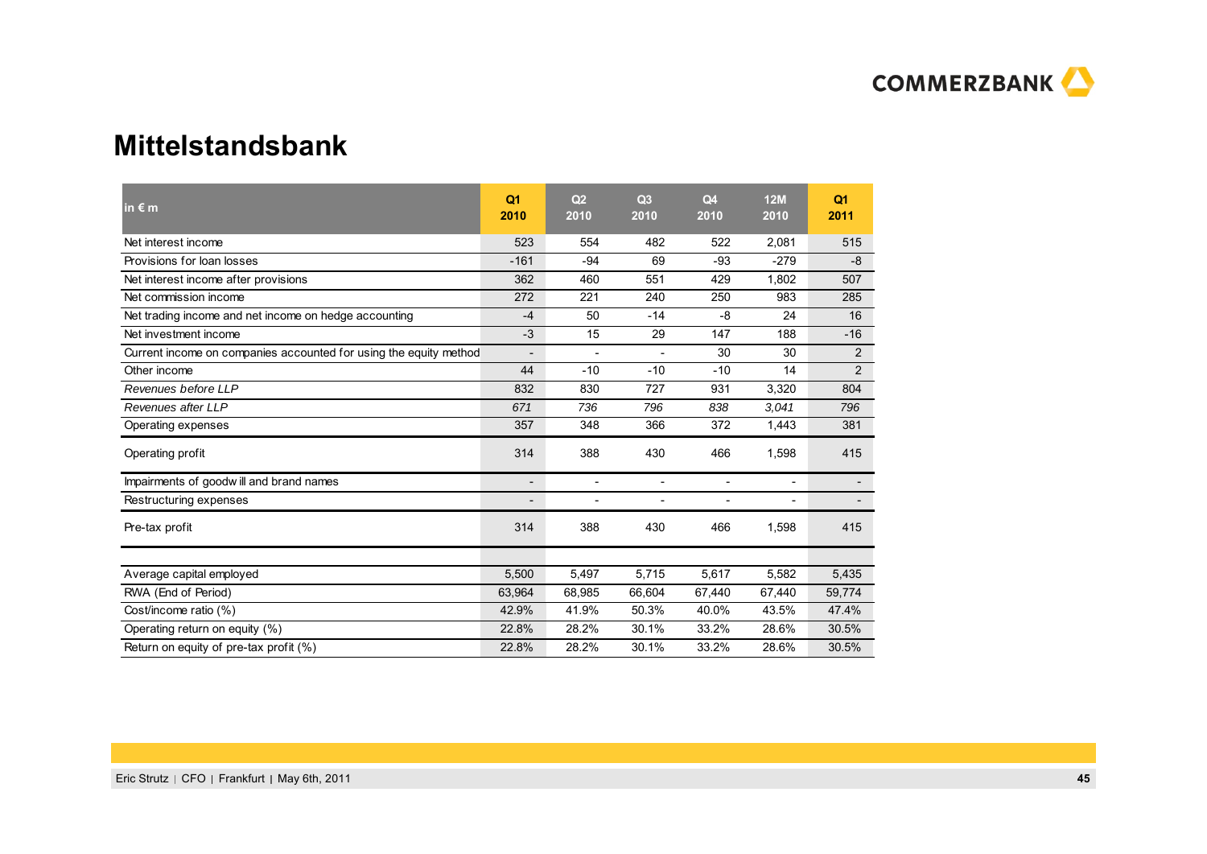# Mittelstandsbank

| in € m | Q1 2010 | Q2 2010 | Q3 2010 | Q4 2010 | 12M 2010 | Q1 2011 |
|---|---|---|---|---|---|---|
| Net interest income | 523 | 554 | 482 | 522 | 2,081 | 515 |
| Provisions for loan losses | -161 | -94 | 69 | -93 | -279 | -8 |
| Net interest income after provisions | 362 | 460 | 551 | 429 | 1,802 | 507 |
| Net commission income | 272 | 221 | 240 | 250 | 983 | 285 |
| Net trading income and net income on hedge accounting | -4 | 50 | -14 | -8 | 24 | 16 |
| Net investment income | -3 | 15 | 29 | 147 | 188 | -16 |
| Current income on companies accounted for using the equity method | - | - | - | 30 | 30 | 2 |
| Other income | 44 | -10 | -10 | -10 | 14 | 2 |
| *Revenues before LLP* | 832 | 830 | 727 | 931 | 3,320 | 804 |
| *Revenues after LLP* | *671* | *736* | *796* | *838* | *3,041* | *796* |
| Operating expenses | 357 | 348 | 366 | 372 | 1,443 | 381 |
| Operating profit | 314 | 388 | 430 | 466 | 1,598 | 415 |
| Impairments of goodwill and brand names | - | - | - | - | - | - |
| Restructuring expenses | - | - | - | - | - | - |
| Pre-tax profit | 314 | 388 | 430 | 466 | 1,598 | 415 |
| | | | | | | |
| Average capital employed | 5,500 | 5,497 | 5,715 | 5,617 | 5,582 | 5,435 |
| RWA (End of Period) | 63,964 | 68,985 | 66,604 | 67,440 | 67,440 | 59,774 |
| Cost/income ratio (%) | 42.9% | 41.9% | 50.3% | 40.0% | 43.5% | 47.4% |
| Operating return on equity (%) | 22.8% | 28.2% | 30.1% | 33.2% | 28.6% | 30.5% |
| Return on equity of pre-tax profit (%) | 22.8% | 28.2% | 30.1% | 33.2% | 28.6% | 30.5% |

Eric Strutz | CFO | Frankfurt | May 6th, 2011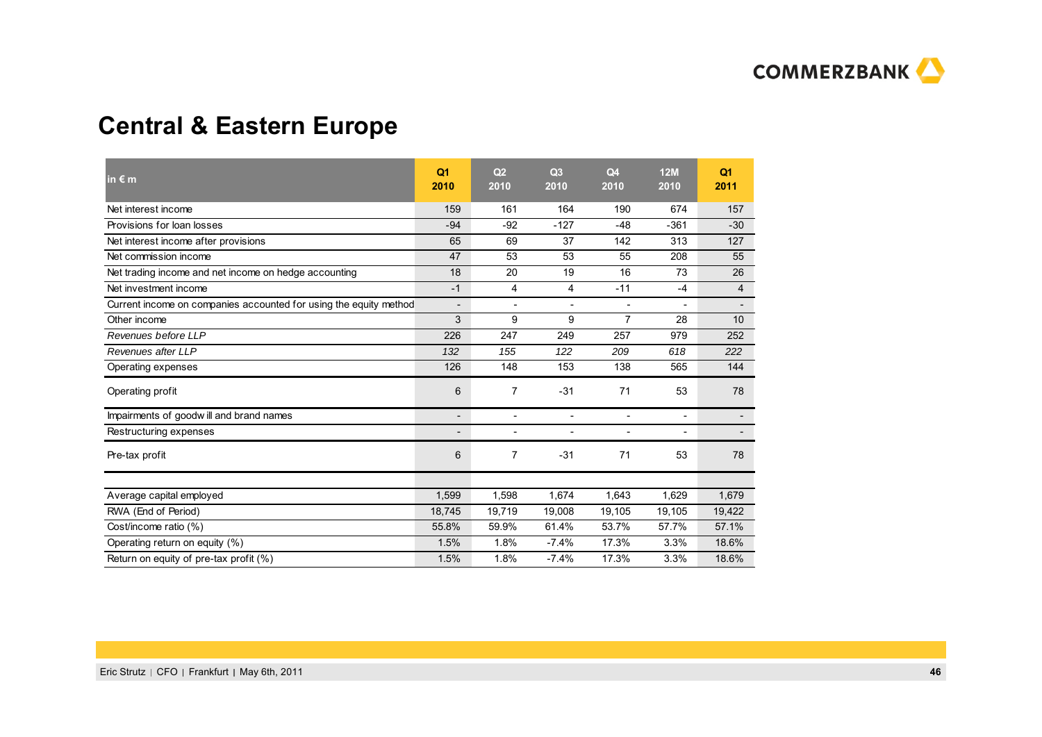# Central & Eastern Europe

| in € m | Q1 2010 | Q2 2010 | Q3 2010 | Q4 2010 | 12M 2010 | Q1 2011 |
|---|---|---|---|---|---|---|
| Net interest income | 159 | 161 | 164 | 190 | 674 | 157 |
| Provisions for loan losses | -94 | -92 | -127 | -48 | -361 | -30 |
| Net interest income after provisions | 65 | 69 | 37 | 142 | 313 | 127 |
| Net commission income | 47 | 53 | 53 | 55 | 208 | 55 |
| Net trading income and net income on hedge accounting | 18 | 20 | 19 | 16 | 73 | 26 |
| Net investment income | -1 | 4 | 4 | -11 | -4 | 4 |
| Current income on companies accounted for using the equity method | - | - | - | - | - | - |
| Other income | 3 | 9 | 9 | 7 | 28 | 10 |
| *Revenues before LLP* | 226 | 247 | 249 | 257 | 979 | 252 |
| *Revenues after LLP* | *132* | *155* | *122* | *209* | *618* | *222* |
| Operating expenses | 126 | 148 | 153 | 138 | 565 | 144 |
| Operating profit | 6 | 7 | -31 | 71 | 53 | 78 |
| Impairments of goodwill and brand names | - | - | - | - | - | - |
| Restructuring expenses | - | - | - | - | - | - |
| Pre-tax profit | 6 | 7 | -31 | 71 | 53 | 78 |
| | | | | | | |
| Average capital employed | 1,599 | 1,598 | 1,674 | 1,643 | 1,629 | 1,679 |
| RWA (End of Period) | 18,745 | 19,719 | 19,008 | 19,105 | 19,105 | 19,422 |
| Cost/income ratio (%) | 55.8% | 59.9% | 61.4% | 53.7% | 57.7% | 57.1% |
| Operating return on equity (%) | 1.5% | 1.8% | -7.4% | 17.3% | 3.3% | 18.6% |
| Return on equity of pre-tax profit (%) | 1.5% | 1.8% | -7.4% | 17.3% | 3.3% | 18.6% |

Eric Strutz | CFO | Frankfurt | May 6th, 2011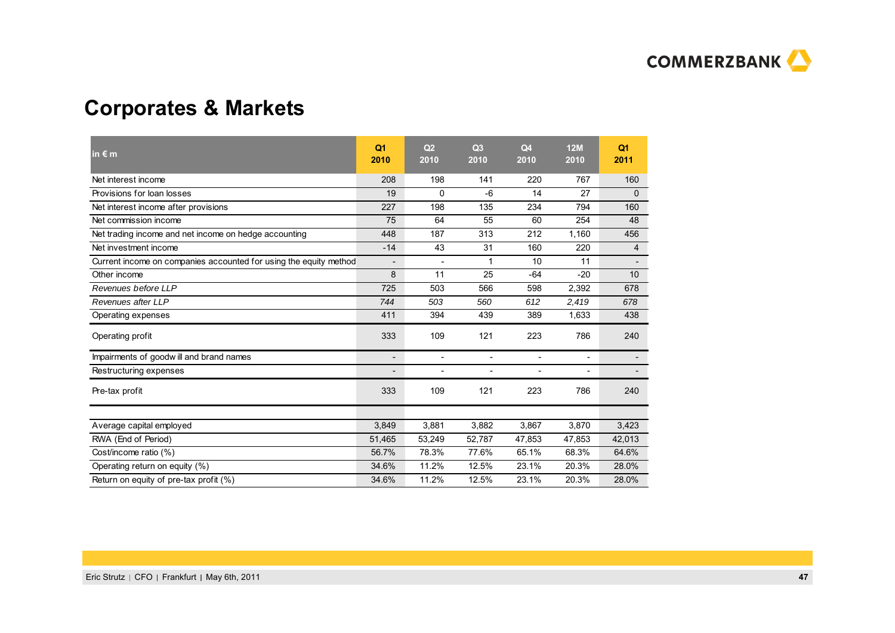## Corporates & Markets

| in € m | Q1 2010 | Q2 2010 | Q3 2010 | Q4 2010 | 12M 2010 | Q1 2011 |
|---|---|---|---|---|---|---|
| Net interest income | 208 | 198 | 141 | 220 | 767 | 160 |
| Provisions for loan losses | 19 | 0 | -6 | 14 | 27 | 0 |
| Net interest income after provisions | 227 | 198 | 135 | 234 | 794 | 160 |
| Net commission income | 75 | 64 | 55 | 60 | 254 | 48 |
| Net trading income and net income on hedge accounting | 448 | 187 | 313 | 212 | 1,160 | 456 |
| Net investment income | -14 | 43 | 31 | 160 | 220 | 4 |
| Current income on companies accounted for using the equity method | - | - | 1 | 10 | 11 | - |
| Other income | 8 | 11 | 25 | -64 | -20 | 10 |
| *Revenues before LLP* | 725 | 503 | 566 | 598 | 2,392 | 678 |
| *Revenues after LLP* | *744* | *503* | *560* | *612* | *2,419* | *678* |
| Operating expenses | 411 | 394 | 439 | 389 | 1,633 | 438 |
| Operating profit | 333 | 109 | 121 | 223 | 786 | 240 |
| Impairments of goodwill and brand names | - | - | - | - | - | - |
| Restructuring expenses | - | - | - | - | - | - |
| Pre-tax profit | 333 | 109 | 121 | 223 | 786 | 240 |
| | | | | | | |
| Average capital employed | 3,849 | 3,881 | 3,882 | 3,867 | 3,870 | 3,423 |
| RWA (End of Period) | 51,465 | 53,249 | 52,787 | 47,853 | 47,853 | 42,013 |
| Cost/income ratio (%) | 56.7% | 78.3% | 77.6% | 65.1% | 68.3% | 64.6% |
| Operating return on equity (%) | 34.6% | 11.2% | 12.5% | 23.1% | 20.3% | 28.0% |
| Return on equity of pre-tax profit (%) | 34.6% | 11.2% | 12.5% | 23.1% | 20.3% | 28.0% |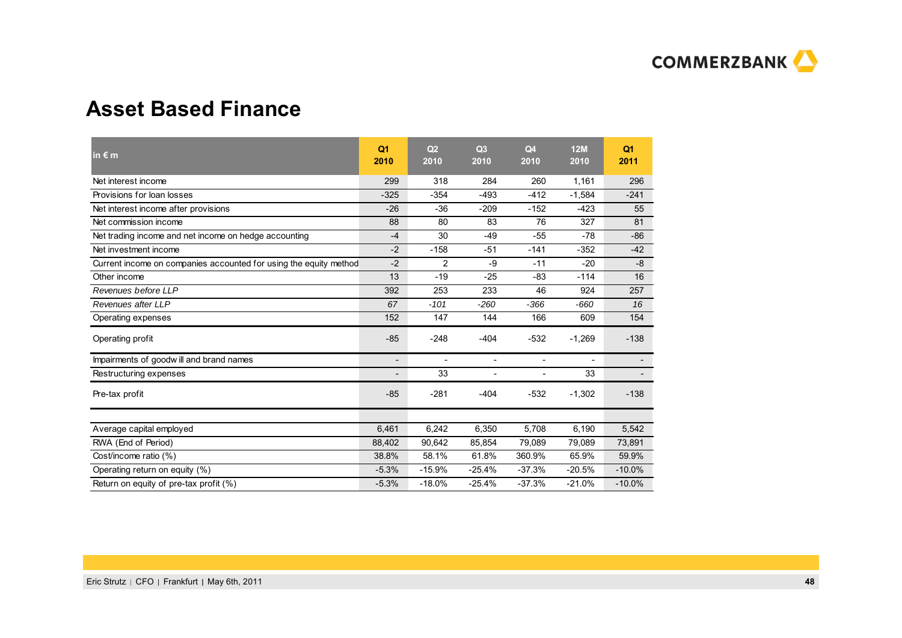# Asset Based Finance

| in € m | Q1 2010 | Q2 2010 | Q3 2010 | Q4 2010 | 12M 2010 | Q1 2011 |
|---|---|---|---|---|---|---|
| Net interest income | 299 | 318 | 284 | 260 | 1,161 | 296 |
| Provisions for loan losses | -325 | -354 | -493 | -412 | -1,584 | -241 |
| Net interest income after provisions | -26 | -36 | -209 | -152 | -423 | 55 |
| Net commission income | 88 | 80 | 83 | 76 | 327 | 81 |
| Net trading income and net income on hedge accounting | -4 | 30 | -49 | -55 | -78 | -86 |
| Net investment income | -2 | -158 | -51 | -141 | -352 | -42 |
| Current income on companies accounted for using the equity method | -2 | 2 | -9 | -11 | -20 | -8 |
| Other income | 13 | -19 | -25 | -83 | -114 | 16 |
| *Revenues before LLP* | 392 | 253 | 233 | 46 | 924 | 257 |
| *Revenues after LLP* | *67* | *-101* | *-260* | *-366* | *-660* | *16* |
| Operating expenses | 152 | 147 | 144 | 166 | 609 | 154 |
| Operating profit | -85 | -248 | -404 | -532 | -1,269 | -138 |
| Impairments of goodwill and brand names | - | - | - | - | - | - |
| Restructuring expenses | - | 33 | - | - | 33 | - |
| Pre-tax profit | -85 | -281 | -404 | -532 | -1,302 | -138 |
| | | | | | | |
| Average capital employed | 6,461 | 6,242 | 6,350 | 5,708 | 6,190 | 5,542 |
| RWA (End of Period) | 88,402 | 90,642 | 85,854 | 79,089 | 79,089 | 73,891 |
| Cost/income ratio (%) | 38.8% | 58.1% | 61.8% | 360.9% | 65.9% | 59.9% |
| Operating return on equity (%) | -5.3% | -15.9% | -25.4% | -37.3% | -20.5% | -10.0% |
| Return on equity of pre-tax profit (%) | -5.3% | -18.0% | -25.4% | -37.3% | -21.0% | -10.0% |

Eric Strutz | CFO | Frankfurt | May 6th, 2011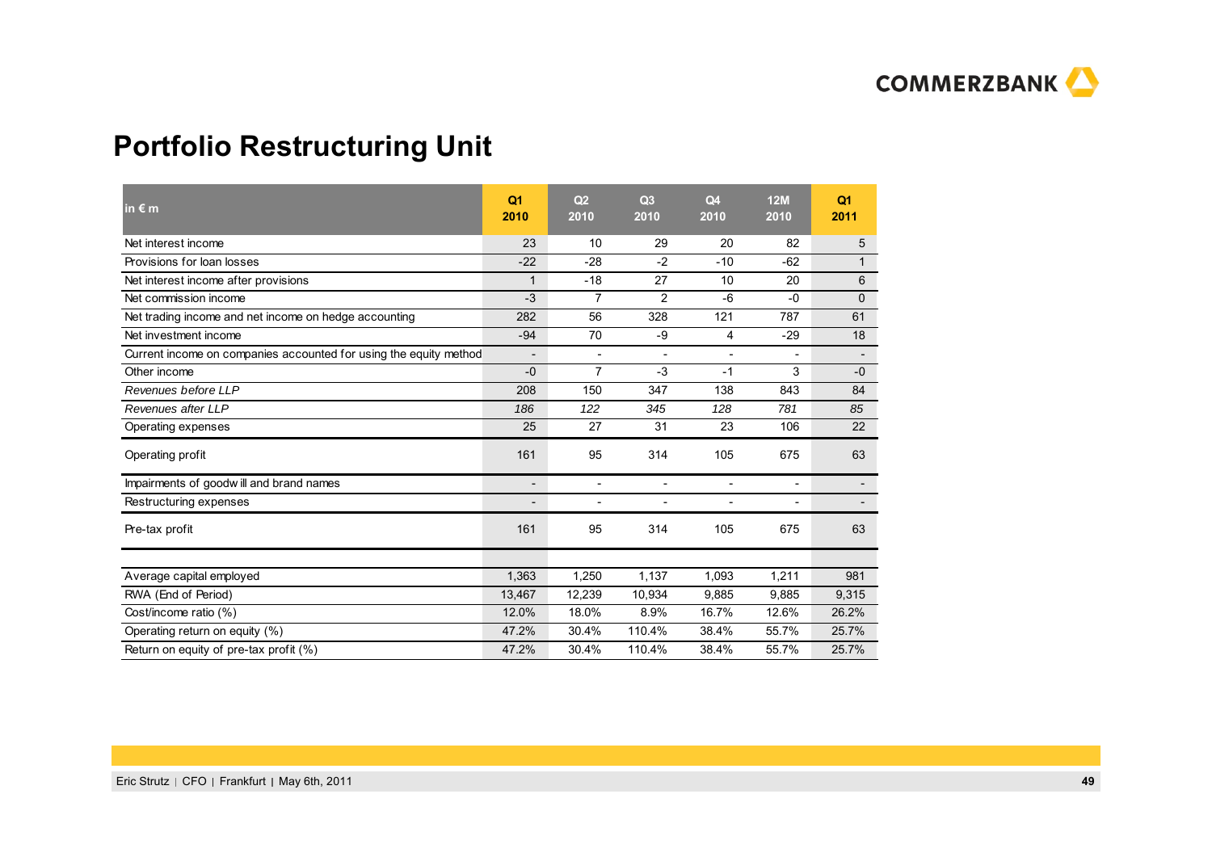# Portfolio Restructuring Unit

| in € m | Q1 2010 | Q2 2010 | Q3 2010 | Q4 2010 | 12M 2010 | Q1 2011 |
|---|---|---|---|---|---|---|
| Net interest income | 23 | 10 | 29 | 20 | 82 | 5 |
| Provisions for loan losses | -22 | -28 | -2 | -10 | -62 | 1 |
| Net interest income after provisions | 1 | -18 | 27 | 10 | 20 | 6 |
| Net commission income | -3 | 7 | 2 | -6 | -0 | 0 |
| Net trading income and net income on hedge accounting | 282 | 56 | 328 | 121 | 787 | 61 |
| Net investment income | -94 | 70 | -9 | 4 | -29 | 18 |
| Current income on companies accounted for using the equity method | - | - | - | - | - | - |
| Other income | -0 | 7 | -3 | -1 | 3 | -0 |
| *Revenues before LLP* | 208 | 150 | 347 | 138 | 843 | 84 |
| *Revenues after LLP* | *186* | *122* | *345* | *128* | *781* | *85* |
| Operating expenses | 25 | 27 | 31 | 23 | 106 | 22 |
| Operating profit | 161 | 95 | 314 | 105 | 675 | 63 |
| Impairments of goodwill and brand names | - | - | - | - | - | - |
| Restructuring expenses | - | - | - | - | - | - |
| Pre-tax profit | 161 | 95 | 314 | 105 | 675 | 63 |
| | | | | | | |
| Average capital employed | 1,363 | 1,250 | 1,137 | 1,093 | 1,211 | 981 |
| RWA (End of Period) | 13,467 | 12,239 | 10,934 | 9,885 | 9,885 | 9,315 |
| Cost/income ratio (%) | 12.0% | 18.0% | 8.9% | 16.7% | 12.6% | 26.2% |
| Operating return on equity (%) | 47.2% | 30.4% | 110.4% | 38.4% | 55.7% | 25.7% |
| Return on equity of pre-tax profit (%) | 47.2% | 30.4% | 110.4% | 38.4% | 55.7% | 25.7% |

Eric Strutz | CFO | Frankfurt | May 6th, 2011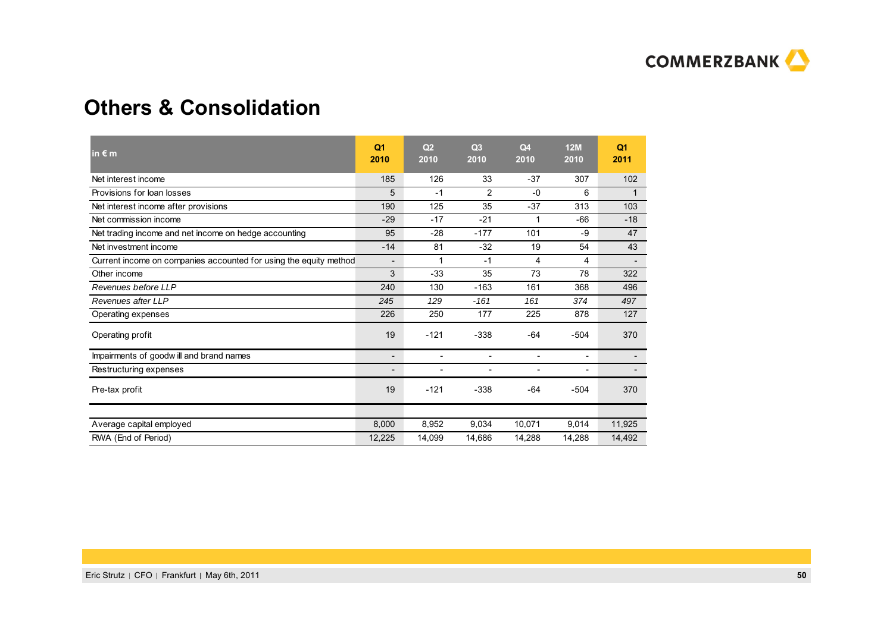# Others & Consolidation

| in € m | Q1 2010 | Q2 2010 | Q3 2010 | Q4 2010 | 12M 2010 | Q1 2011 |
|---|---|---|---|---|---|---|
| Net interest income | 185 | 126 | 33 | -37 | 307 | 102 |
| Provisions for loan losses | 5 | -1 | 2 | -0 | 6 | 1 |
| Net interest income after provisions | 190 | 125 | 35 | -37 | 313 | 103 |
| Net commission income | -29 | -17 | -21 | 1 | -66 | -18 |
| Net trading income and net income on hedge accounting | 95 | -28 | -177 | 101 | -9 | 47 |
| Net investment income | -14 | 81 | -32 | 19 | 54 | 43 |
| Current income on companies accounted for using the equity method | - | 1 | -1 | 4 | 4 | - |
| Other income | 3 | -33 | 35 | 73 | 78 | 322 |
| *Revenues before LLP* | 240 | 130 | -163 | 161 | 368 | 496 |
| *Revenues after LLP* | *245* | *129* | *-161* | *161* | *374* | *497* |
| Operating expenses | 226 | 250 | 177 | 225 | 878 | 127 |
| Operating profit | 19 | -121 | -338 | -64 | -504 | 370 |
| Impairments of goodwill and brand names | - | - | - | - | - | - |
| Restructuring expenses | - | - | - | - | - | - |
| Pre-tax profit | 19 | -121 | -338 | -64 | -504 | 370 |
| | | | | | | |
| Average capital employed | 8,000 | 8,952 | 9,034 | 10,071 | 9,014 | 11,925 |
| RWA (End of Period) | 12,225 | 14,099 | 14,686 | 14,288 | 14,288 | 14,492 |

Eric Strutz | CFO | Frankfurt | May 6th, 2011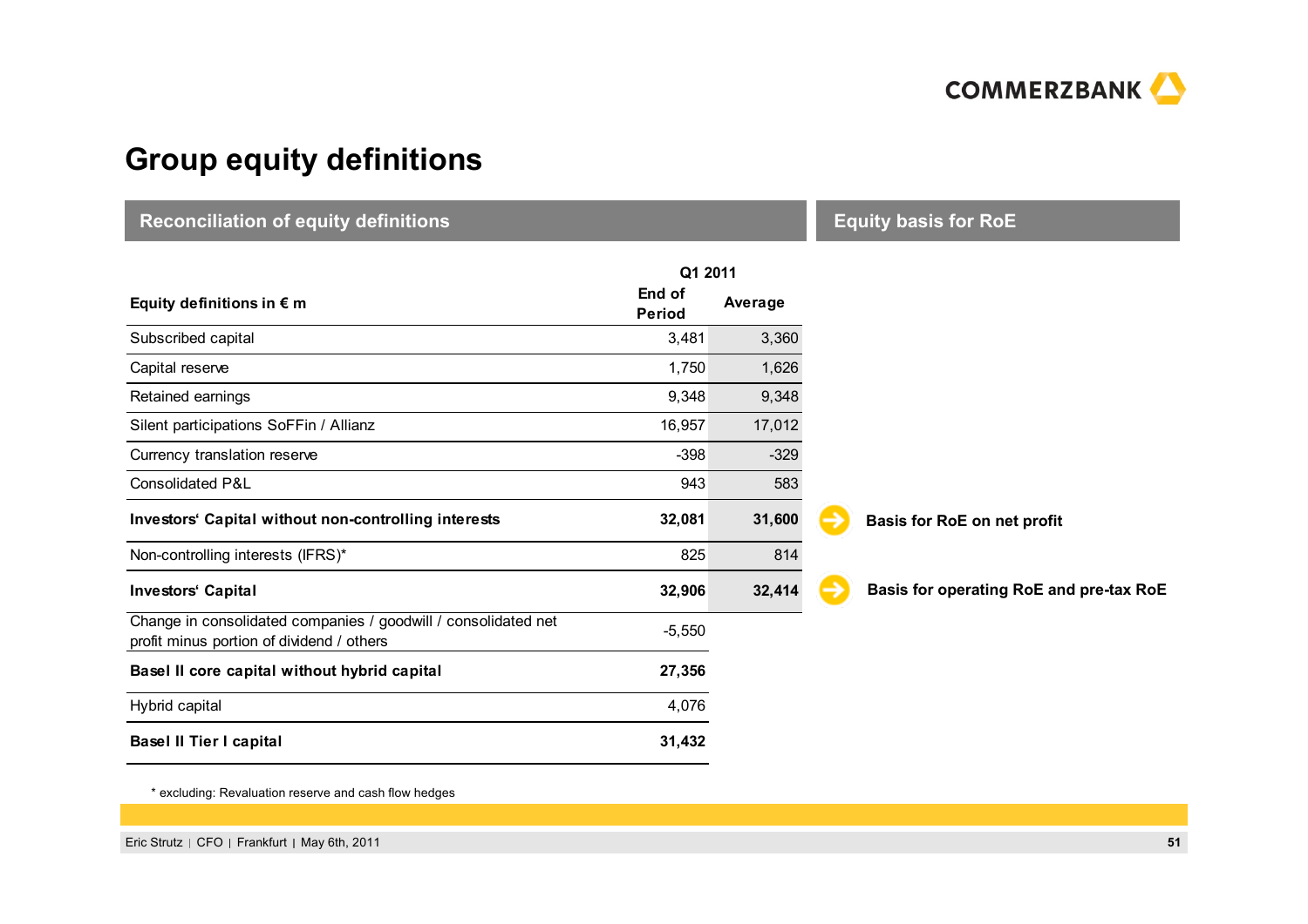# Group equity definitions

## Reconciliation of equity definitions

| Equity definitions in € m | Q1 2011 End of Period | Q1 2011 Average | Equity basis for RoE |
|---|---|---|---|
| Subscribed capital | 3,481 | 3,360 | |
| Capital reserve | 1,750 | 1,626 | |
| Retained earnings | 9,348 | 9,348 | |
| Silent participations SoFFin / Allianz | 16,957 | 17,012 | |
| Currency translation reserve | -398 | -329 | |
| Consolidated P&L | 943 | 583 | |
| **Investors' Capital without non-controlling interests** | **32,081** | **31,600** | **Basis for RoE on net profit** |
| Non-controlling interests (IFRS)* | 825 | 814 | |
| **Investors' Capital** | **32,906** | **32,414** | **Basis for operating RoE and pre-tax RoE** |
| Change in consolidated companies / goodwill / consolidated net profit minus portion of dividend / others | -5,550 | | |
| **Basel II core capital without hybrid capital** | **27,356** | | |
| Hybrid capital | 4,076 | | |
| **Basel II Tier I capital** | **31,432** | | |

\* excluding: Revaluation reserve and cash flow hedges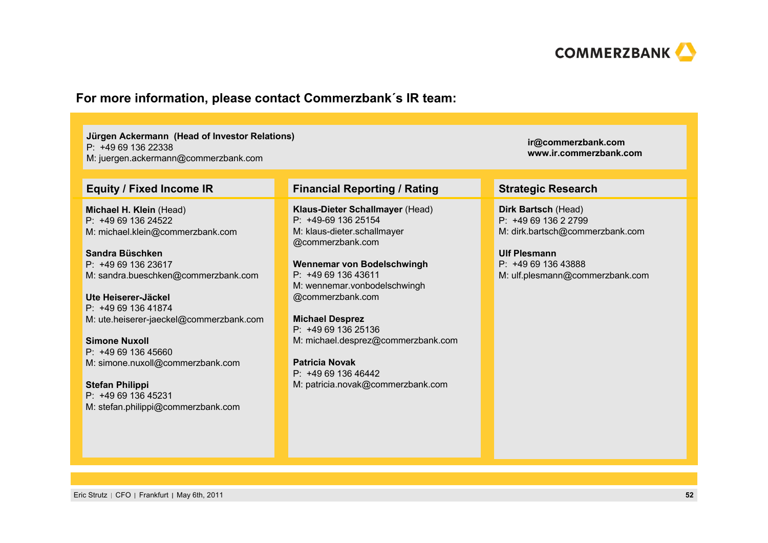## For more information, please contact Commerzbank´s IR team:

**Jürgen Ackermann (Head of Investor Relations)**
P: +49 69 136 22338
M: juergen.ackermann@commerzbank.com

**ir@commerzbank.com**
**www.ir.commerzbank.com**

### Equity / Fixed Income IR

**Michael H. Klein** (Head)
P: +49 69 136 24522
M: michael.klein@commerzbank.com

**Sandra Büschken**
P: +49 69 136 23617
M: sandra.bueschken@commerzbank.com

**Ute Heiserer-Jäckel**
P: +49 69 136 41874
M: ute.heiserer-jaeckel@commerzbank.com

**Simone Nuxoll**
P: +49 69 136 45660
M: simone.nuxoll@commerzbank.com

**Stefan Philippi**
P: +49 69 136 45231
M: stefan.philippi@commerzbank.com

### Financial Reporting / Rating

**Klaus-Dieter Schallmayer** (Head)
P: +49-69 136 25154
M: klaus-dieter.schallmayer@commerzbank.com

**Wennemar von Bodelschwingh**
P: +49 69 136 43611
M: wennemar.vonbodelschwingh@commerzbank.com

**Michael Desprez**
P: +49 69 136 25136
M: michael.desprez@commerzbank.com

**Patricia Novak**
P: +49 69 136 46442
M: patricia.novak@commerzbank.com

### Strategic Research

**Dirk Bartsch** (Head)
P: +49 69 136 2 2799
M: dirk.bartsch@commerzbank.com

**Ulf Plesmann**
P: +49 69 136 43888
M: ulf.plesmann@commerzbank.com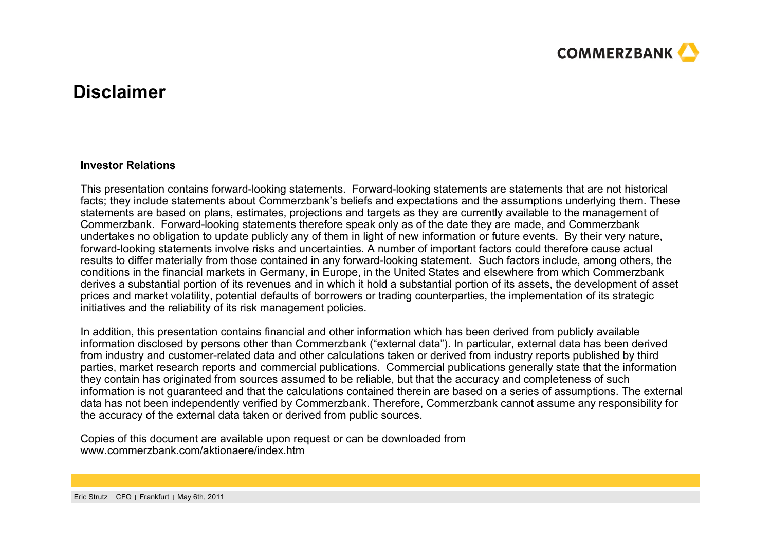# Disclaimer

**Investor Relations**

This presentation contains forward-looking statements. Forward-looking statements are statements that are not historical facts; they include statements about Commerzbank's beliefs and expectations and the assumptions underlying them. These statements are based on plans, estimates, projections and targets as they are currently available to the management of Commerzbank. Forward-looking statements therefore speak only as of the date they are made, and Commerzbank undertakes no obligation to update publicly any of them in light of new information or future events. By their very nature, forward-looking statements involve risks and uncertainties. A number of important factors could therefore cause actual results to differ materially from those contained in any forward-looking statement. Such factors include, among others, the conditions in the financial markets in Germany, in Europe, in the United States and elsewhere from which Commerzbank derives a substantial portion of its revenues and in which it hold a substantial portion of its assets, the development of asset prices and market volatility, potential defaults of borrowers or trading counterparties, the implementation of its strategic initiatives and the reliability of its risk management policies.

In addition, this presentation contains financial and other information which has been derived from publicly available information disclosed by persons other than Commerzbank ("external data"). In particular, external data has been derived from industry and customer-related data and other calculations taken or derived from industry reports published by third parties, market research reports and commercial publications. Commercial publications generally state that the information they contain has originated from sources assumed to be reliable, but that the accuracy and completeness of such information is not guaranteed and that the calculations contained therein are based on a series of assumptions. The external data has not been independently verified by Commerzbank. Therefore, Commerzbank cannot assume any responsibility for the accuracy of the external data taken or derived from public sources.

Copies of this document are available upon request or can be downloaded from www.commerzbank.com/aktionaere/index.htm